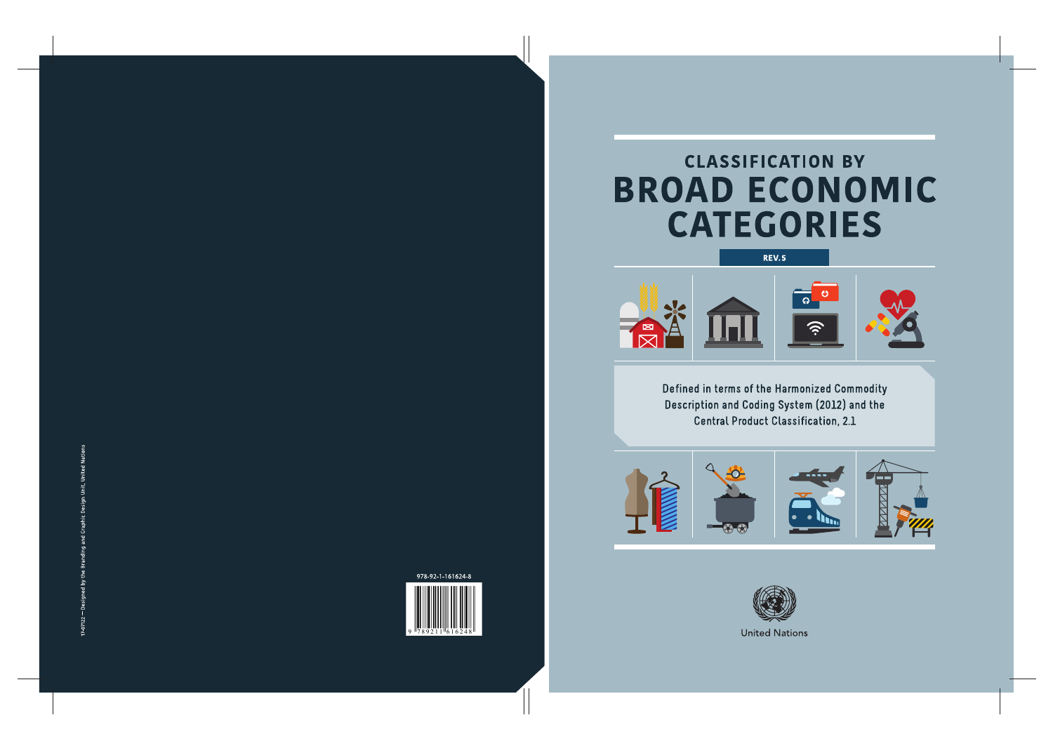# CLASSIFICATION BY BROAD ECONOMIC CATEGORIES

REV. 5

Defined in terms of the Harmonized Commodity Description and Coding System (2012) and the Central Product Classification, 2.1

United Nations

978-92-1-161624-8

17-07122 — Designed by the Branding and Graphic Design Unit, United Nations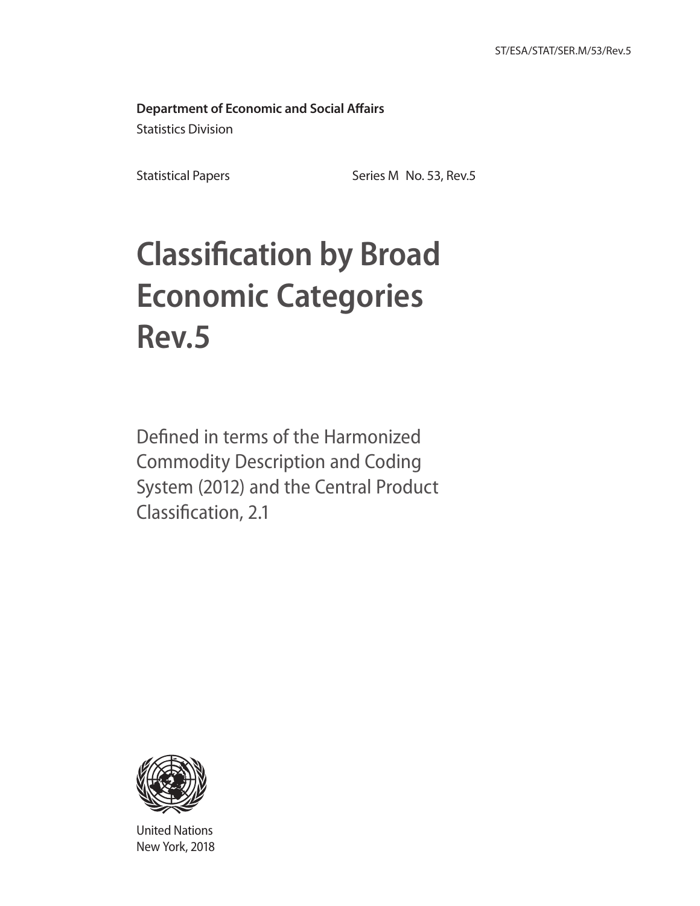ST/ESA/STAT/SER.M/53/Rev.5

**Department of Economic and Social Affairs**
Statistics Division

Statistical Papers Series M No. 53, Rev.5

# Classification by Broad Economic Categories Rev.5

Defined in terms of the Harmonized Commodity Description and Coding System (2012) and the Central Product Classification, 2.1

United Nations
New York, 2018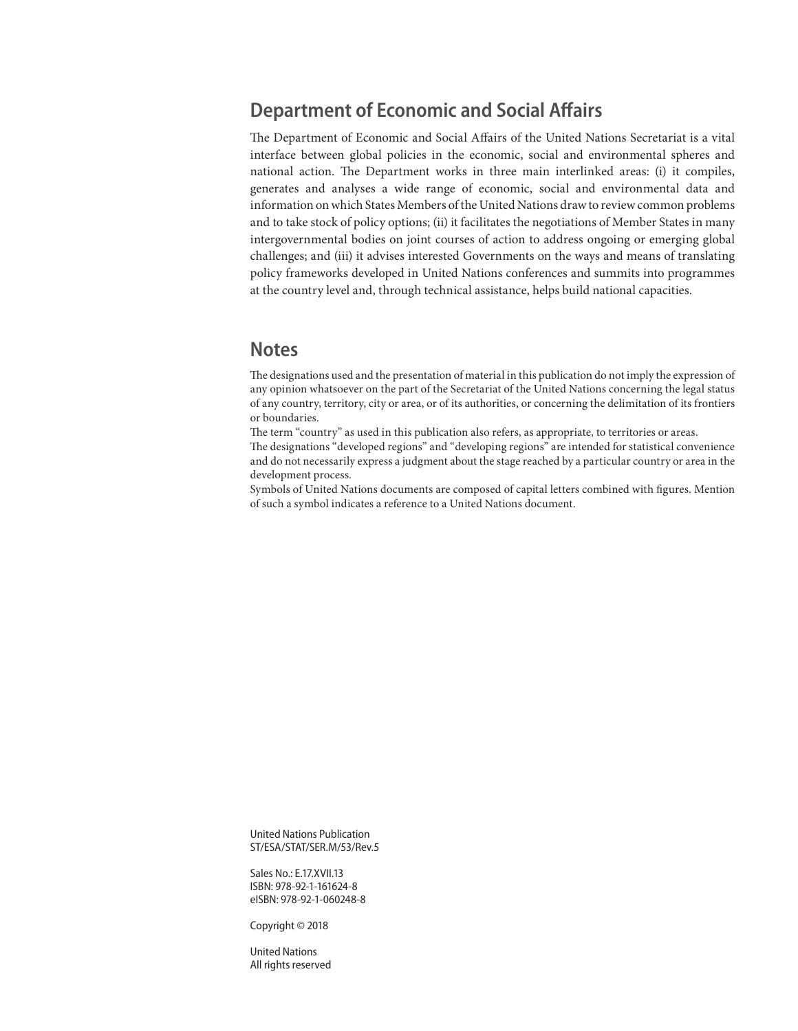## Department of Economic and Social Affairs

The Department of Economic and Social Affairs of the United Nations Secretariat is a vital interface between global policies in the economic, social and environmental spheres and national action. The Department works in three main interlinked areas: (i) it compiles, generates and analyses a wide range of economic, social and environmental data and information on which States Members of the United Nations draw to review common problems and to take stock of policy options; (ii) it facilitates the negotiations of Member States in many intergovernmental bodies on joint courses of action to address ongoing or emerging global challenges; and (iii) it advises interested Governments on the ways and means of translating policy frameworks developed in United Nations conferences and summits into programmes at the country level and, through technical assistance, helps build national capacities.

## Notes

The designations used and the presentation of material in this publication do not imply the expression of any opinion whatsoever on the part of the Secretariat of the United Nations concerning the legal status of any country, territory, city or area, or of its authorities, or concerning the delimitation of its frontiers or boundaries.

The term "country" as used in this publication also refers, as appropriate, to territories or areas.

The designations "developed regions" and "developing regions" are intended for statistical convenience and do not necessarily express a judgment about the stage reached by a particular country or area in the development process.

Symbols of United Nations documents are composed of capital letters combined with figures. Mention of such a symbol indicates a reference to a United Nations document.

United Nations Publication
ST/ESA/STAT/SER.M/53/Rev.5

Sales No.: E.17.XVII.13
ISBN: 978-92-1-161624-8
eISBN: 978-92-1-060248-8

Copyright © 2018

United Nations
All rights reserved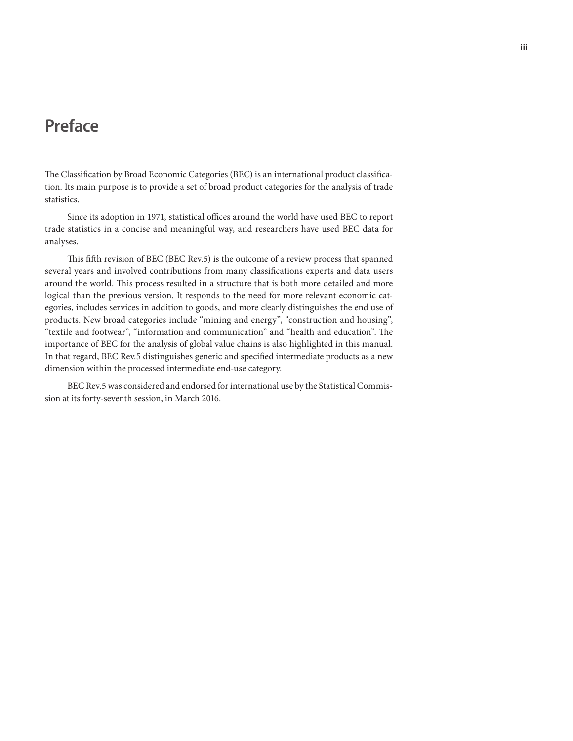# Preface

The Classification by Broad Economic Categories (BEC) is an international product classification. Its main purpose is to provide a set of broad product categories for the analysis of trade statistics.

Since its adoption in 1971, statistical offices around the world have used BEC to report trade statistics in a concise and meaningful way, and researchers have used BEC data for analyses.

This fifth revision of BEC (BEC Rev.5) is the outcome of a review process that spanned several years and involved contributions from many classifications experts and data users around the world. This process resulted in a structure that is both more detailed and more logical than the previous version. It responds to the need for more relevant economic categories, includes services in addition to goods, and more clearly distinguishes the end use of products. New broad categories include "mining and energy", "construction and housing", "textile and footwear", "information and communication" and "health and education". The importance of BEC for the analysis of global value chains is also highlighted in this manual. In that regard, BEC Rev.5 distinguishes generic and specified intermediate products as a new dimension within the processed intermediate end-use category.

BEC Rev.5 was considered and endorsed for international use by the Statistical Commission at its forty-seventh session, in March 2016.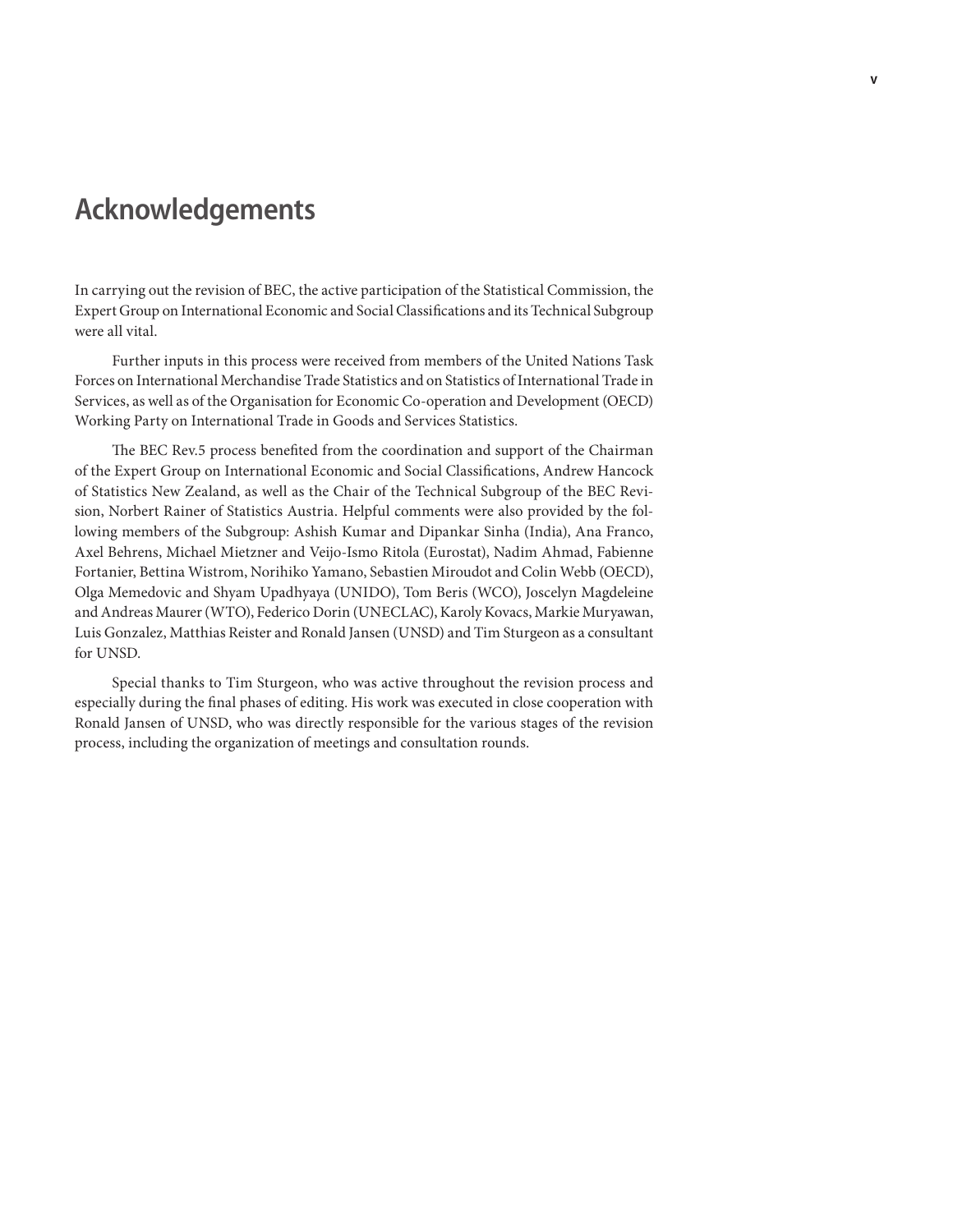# Acknowledgements

In carrying out the revision of BEC, the active participation of the Statistical Commission, the Expert Group on International Economic and Social Classifications and its Technical Subgroup were all vital.

Further inputs in this process were received from members of the United Nations Task Forces on International Merchandise Trade Statistics and on Statistics of International Trade in Services, as well as of the Organisation for Economic Co-operation and Development (OECD) Working Party on International Trade in Goods and Services Statistics.

The BEC Rev.5 process benefited from the coordination and support of the Chairman of the Expert Group on International Economic and Social Classifications, Andrew Hancock of Statistics New Zealand, as well as the Chair of the Technical Subgroup of the BEC Revision, Norbert Rainer of Statistics Austria. Helpful comments were also provided by the following members of the Subgroup: Ashish Kumar and Dipankar Sinha (India), Ana Franco, Axel Behrens, Michael Mietzner and Veijo-Ismo Ritola (Eurostat), Nadim Ahmad, Fabienne Fortanier, Bettina Wistrom, Norihiko Yamano, Sebastien Miroudot and Colin Webb (OECD), Olga Memedovic and Shyam Upadhyaya (UNIDO), Tom Beris (WCO), Joscelyn Magdeleine and Andreas Maurer (WTO), Federico Dorin (UNECLAC), Karoly Kovacs, Markie Muryawan, Luis Gonzalez, Matthias Reister and Ronald Jansen (UNSD) and Tim Sturgeon as a consultant for UNSD.

Special thanks to Tim Sturgeon, who was active throughout the revision process and especially during the final phases of editing. His work was executed in close cooperation with Ronald Jansen of UNSD, who was directly responsible for the various stages of the revision process, including the organization of meetings and consultation rounds.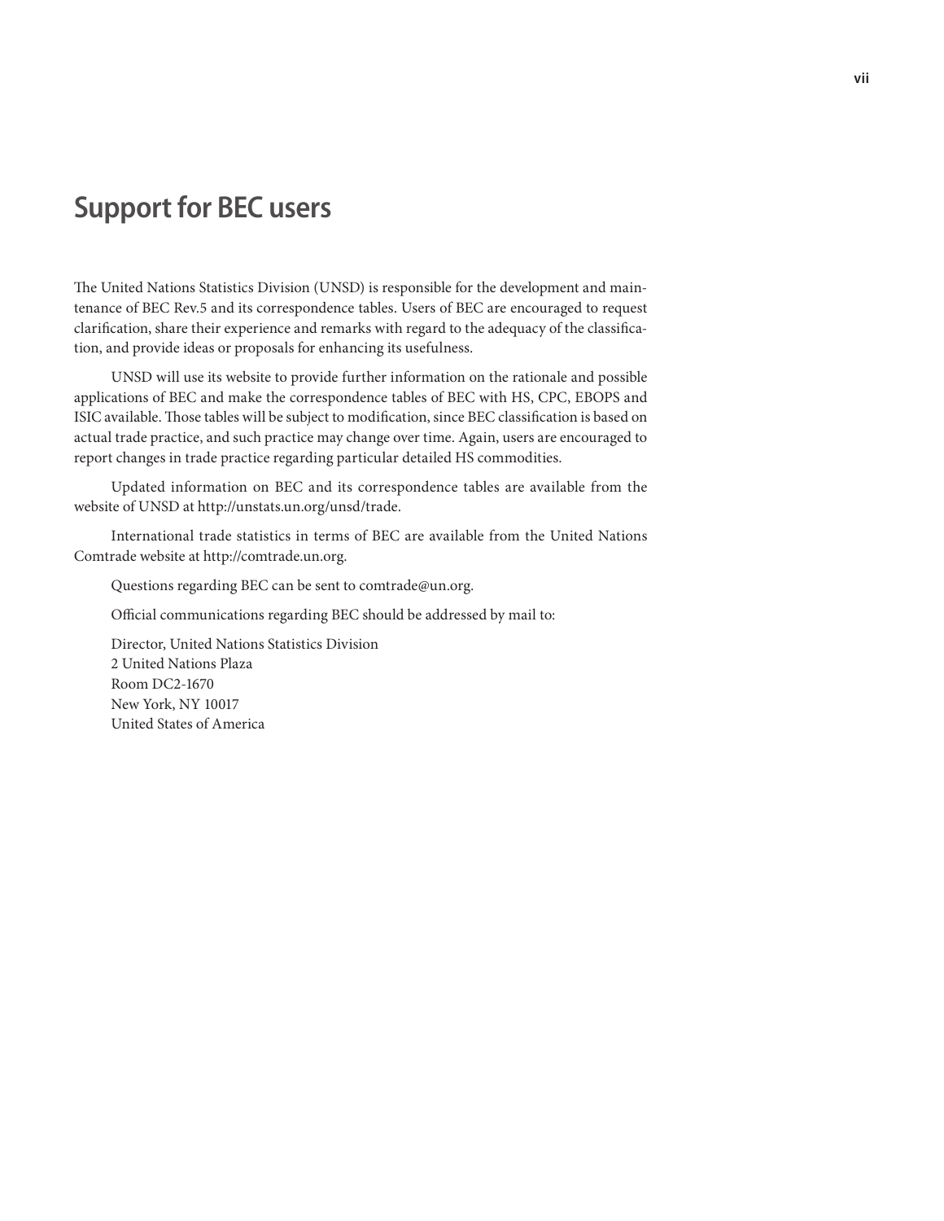# Support for BEC users

The United Nations Statistics Division (UNSD) is responsible for the development and maintenance of BEC Rev.5 and its correspondence tables. Users of BEC are encouraged to request clarification, share their experience and remarks with regard to the adequacy of the classification, and provide ideas or proposals for enhancing its usefulness.

UNSD will use its website to provide further information on the rationale and possible applications of BEC and make the correspondence tables of BEC with HS, CPC, EBOPS and ISIC available. Those tables will be subject to modification, since BEC classification is based on actual trade practice, and such practice may change over time. Again, users are encouraged to report changes in trade practice regarding particular detailed HS commodities.

Updated information on BEC and its correspondence tables are available from the website of UNSD at http://unstats.un.org/unsd/trade.

International trade statistics in terms of BEC are available from the United Nations Comtrade website at http://comtrade.un.org.

Questions regarding BEC can be sent to comtrade@un.org.

Official communications regarding BEC should be addressed by mail to:

Director, United Nations Statistics Division  
2 United Nations Plaza  
Room DC2-1670  
New York, NY 10017  
United States of America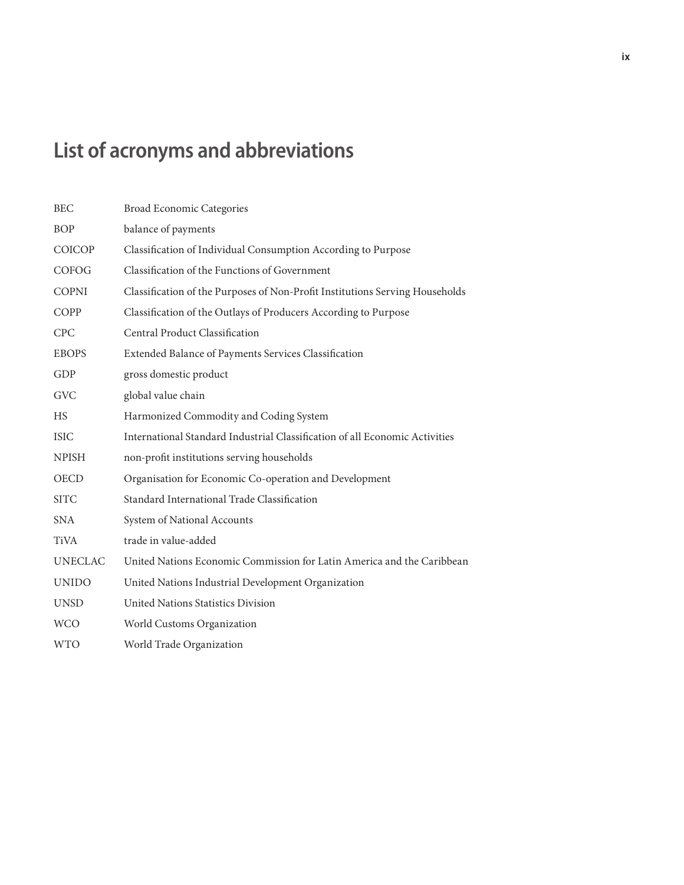# List of acronyms and abbreviations

| | |
|---|---|
| BEC | Broad Economic Categories |
| BOP | balance of payments |
| COICOP | Classification of Individual Consumption According to Purpose |
| COFOG | Classification of the Functions of Government |
| COPNI | Classification of the Purposes of Non-Profit Institutions Serving Households |
| COPP | Classification of the Outlays of Producers According to Purpose |
| CPC | Central Product Classification |
| EBOPS | Extended Balance of Payments Services Classification |
| GDP | gross domestic product |
| GVC | global value chain |
| HS | Harmonized Commodity and Coding System |
| ISIC | International Standard Industrial Classification of all Economic Activities |
| NPISH | non-profit institutions serving households |
| OECD | Organisation for Economic Co-operation and Development |
| SITC | Standard International Trade Classification |
| SNA | System of National Accounts |
| TiVA | trade in value-added |
| UNECLAC | United Nations Economic Commission for Latin America and the Caribbean |
| UNIDO | United Nations Industrial Development Organization |
| UNSD | United Nations Statistics Division |
| WCO | World Customs Organization |
| WTO | World Trade Organization |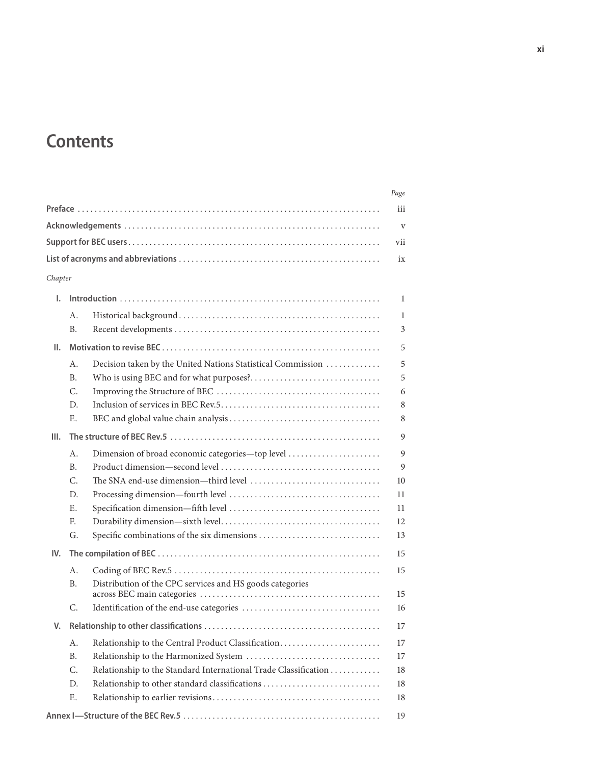# Contents

| | | | Page |
|---|---|---|---|
| **Preface** | | | iii |
| **Acknowledgements** | | | v |
| **Support for BEC users** | | | vii |
| **List of acronyms and abbreviations** | | | ix |
| *Chapter* | | | |
| **I.** | **Introduction** | | 1 |
| | A. | Historical background | 1 |
| | B. | Recent developments | 3 |
| **II.** | **Motivation to revise BEC** | | 5 |
| | A. | Decision taken by the United Nations Statistical Commission | 5 |
| | B. | Who is using BEC and for what purposes? | 5 |
| | C. | Improving the Structure of BEC | 6 |
| | D. | Inclusion of services in BEC Rev.5 | 8 |
| | E. | BEC and global value chain analysis | 8 |
| **III.** | **The structure of BEC Rev.5** | | 9 |
| | A. | Dimension of broad economic categories—top level | 9 |
| | B. | Product dimension—second level | 9 |
| | C. | The SNA end-use dimension—third level | 10 |
| | D. | Processing dimension—fourth level | 11 |
| | E. | Specification dimension—fifth level | 11 |
| | F. | Durability dimension—sixth level | 12 |
| | G. | Specific combinations of the six dimensions | 13 |
| **IV.** | **The compilation of BEC** | | 15 |
| | A. | Coding of BEC Rev.5 | 15 |
| | B. | Distribution of the CPC services and HS goods categories across BEC main categories | 15 |
| | C. | Identification of the end-use categories | 16 |
| **V.** | **Relationship to other classifications** | | 17 |
| | A. | Relationship to the Central Product Classification | 17 |
| | B. | Relationship to the Harmonized System | 17 |
| | C. | Relationship to the Standard International Trade Classification | 18 |
| | D. | Relationship to other standard classifications | 18 |
| | E. | Relationship to earlier revisions | 18 |
| **Annex I—Structure of the BEC Rev.5** | | | 19 |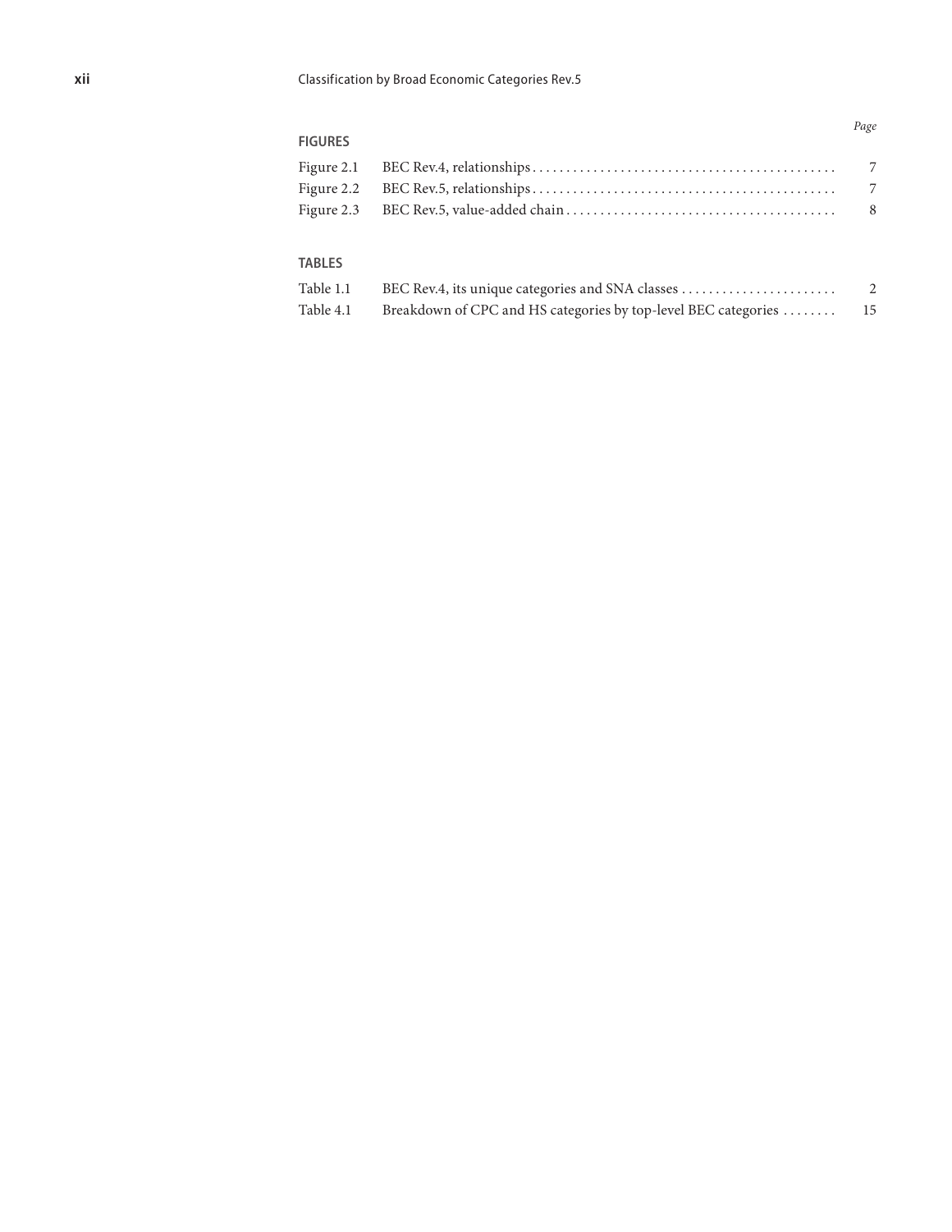## FIGURES

| | | Page |
|---|---|---|
| Figure 2.1 | BEC Rev.4, relationships | 7 |
| Figure 2.2 | BEC Rev.5, relationships | 7 |
| Figure 2.3 | BEC Rev.5, value-added chain | 8 |

## TABLES

| | | |
|---|---|---|
| Table 1.1 | BEC Rev.4, its unique categories and SNA classes | 2 |
| Table 4.1 | Breakdown of CPC and HS categories by top-level BEC categories | 15 |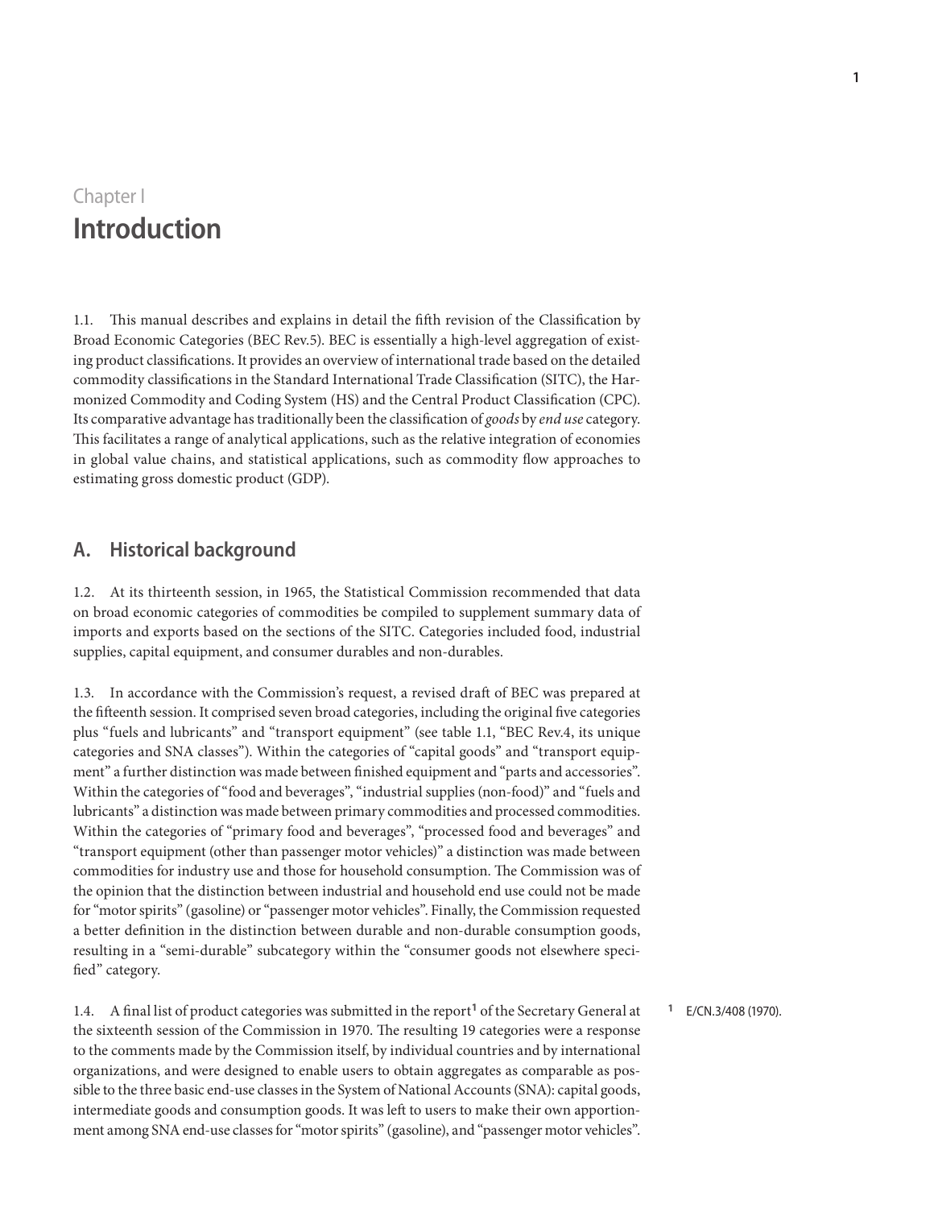Chapter I

# Introduction

1.1. This manual describes and explains in detail the fifth revision of the Classification by Broad Economic Categories (BEC Rev.5). BEC is essentially a high-level aggregation of existing product classifications. It provides an overview of international trade based on the detailed commodity classifications in the Standard International Trade Classification (SITC), the Harmonized Commodity and Coding System (HS) and the Central Product Classification (CPC). Its comparative advantage has traditionally been the classification of *goods* by *end use* category. This facilitates a range of analytical applications, such as the relative integration of economies in global value chains, and statistical applications, such as commodity flow approaches to estimating gross domestic product (GDP).

## A. Historical background

1.2. At its thirteenth session, in 1965, the Statistical Commission recommended that data on broad economic categories of commodities be compiled to supplement summary data of imports and exports based on the sections of the SITC. Categories included food, industrial supplies, capital equipment, and consumer durables and non-durables.

1.3. In accordance with the Commission's request, a revised draft of BEC was prepared at the fifteenth session. It comprised seven broad categories, including the original five categories plus "fuels and lubricants" and "transport equipment" (see table 1.1, "BEC Rev.4, its unique categories and SNA classes"). Within the categories of "capital goods" and "transport equipment" a further distinction was made between finished equipment and "parts and accessories". Within the categories of "food and beverages", "industrial supplies (non-food)" and "fuels and lubricants" a distinction was made between primary commodities and processed commodities. Within the categories of "primary food and beverages", "processed food and beverages" and "transport equipment (other than passenger motor vehicles)" a distinction was made between commodities for industry use and those for household consumption. The Commission was of the opinion that the distinction between industrial and household end use could not be made for "motor spirits" (gasoline) or "passenger motor vehicles". Finally, the Commission requested a better definition in the distinction between durable and non-durable consumption goods, resulting in a "semi-durable" subcategory within the "consumer goods not elsewhere specified" category.

1.4. A final list of product categories was submitted in the report[1] of the Secretary General at the sixteenth session of the Commission in 1970. The resulting 19 categories were a response to the comments made by the Commission itself, by individual countries and by international organizations, and were designed to enable users to obtain aggregates as comparable as possible to the three basic end-use classes in the System of National Accounts (SNA): capital goods, intermediate goods and consumption goods. It was left to users to make their own apportionment among SNA end-use classes for "motor spirits" (gasoline), and "passenger motor vehicles".

[1] E/CN.3/408 (1970).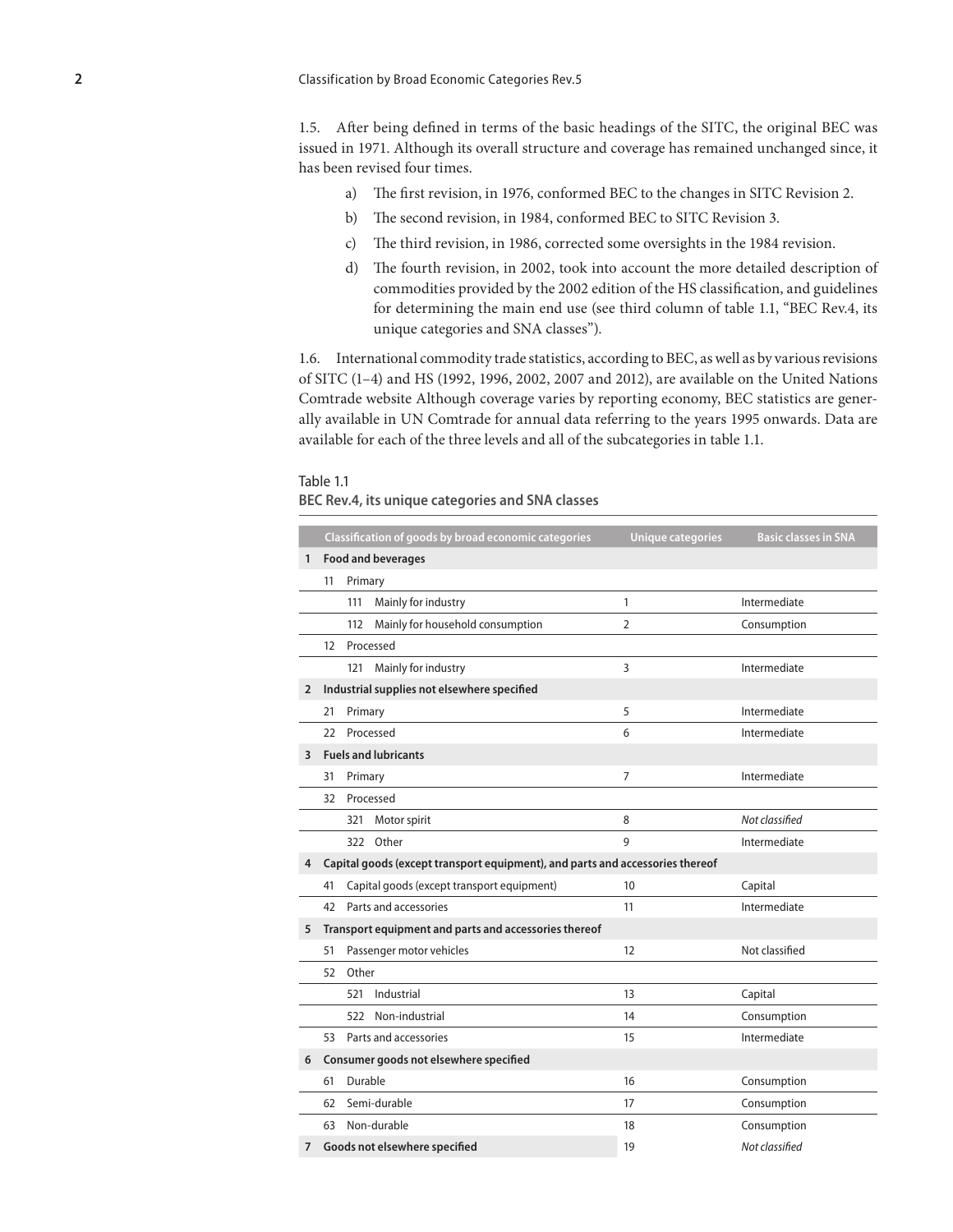1.5. After being defined in terms of the basic headings of the SITC, the original BEC was issued in 1971. Although its overall structure and coverage has remained unchanged since, it has been revised four times.

a) The first revision, in 1976, conformed BEC to the changes in SITC Revision 2.

b) The second revision, in 1984, conformed BEC to SITC Revision 3.

c) The third revision, in 1986, corrected some oversights in the 1984 revision.

d) The fourth revision, in 2002, took into account the more detailed description of commodities provided by the 2002 edition of the HS classification, and guidelines for determining the main end use (see third column of table 1.1, "BEC Rev.4, its unique categories and SNA classes").

1.6. International commodity trade statistics, according to BEC, as well as by various revisions of SITC (1–4) and HS (1992, 1996, 2002, 2007 and 2012), are available on the United Nations Comtrade website Although coverage varies by reporting economy, BEC statistics are generally available in UN Comtrade for annual data referring to the years 1995 onwards. Data are available for each of the three levels and all of the subcategories in table 1.1.

Table 1.1

**BEC Rev.4, its unique categories and SNA classes**

| Classification of goods by broad economic categories | Unique categories | Basic classes in SNA |
|---|---|---|
| **1 Food and beverages** | | |
| 11 Primary | | |
| 111 Mainly for industry | 1 | Intermediate |
| 112 Mainly for household consumption | 2 | Consumption |
| 12 Processed | | |
| 121 Mainly for industry | 3 | Intermediate |
| **2 Industrial supplies not elsewhere specified** | | |
| 21 Primary | 5 | Intermediate |
| 22 Processed | 6 | Intermediate |
| **3 Fuels and lubricants** | | |
| 31 Primary | 7 | Intermediate |
| 32 Processed | | |
| 321 Motor spirit | 8 | *Not classified* |
| 322 Other | 9 | Intermediate |
| **4 Capital goods (except transport equipment), and parts and accessories thereof** | | |
| 41 Capital goods (except transport equipment) | 10 | Capital |
| 42 Parts and accessories | 11 | Intermediate |
| **5 Transport equipment and parts and accessories thereof** | | |
| 51 Passenger motor vehicles | 12 | Not classified |
| 52 Other | | |
| 521 Industrial | 13 | Capital |
| 522 Non-industrial | 14 | Consumption |
| 53 Parts and accessories | 15 | Intermediate |
| **6 Consumer goods not elsewhere specified** | | |
| 61 Durable | 16 | Consumption |
| 62 Semi-durable | 17 | Consumption |
| 63 Non-durable | 18 | Consumption |
| **7 Goods not elsewhere specified** | 19 | *Not classified* |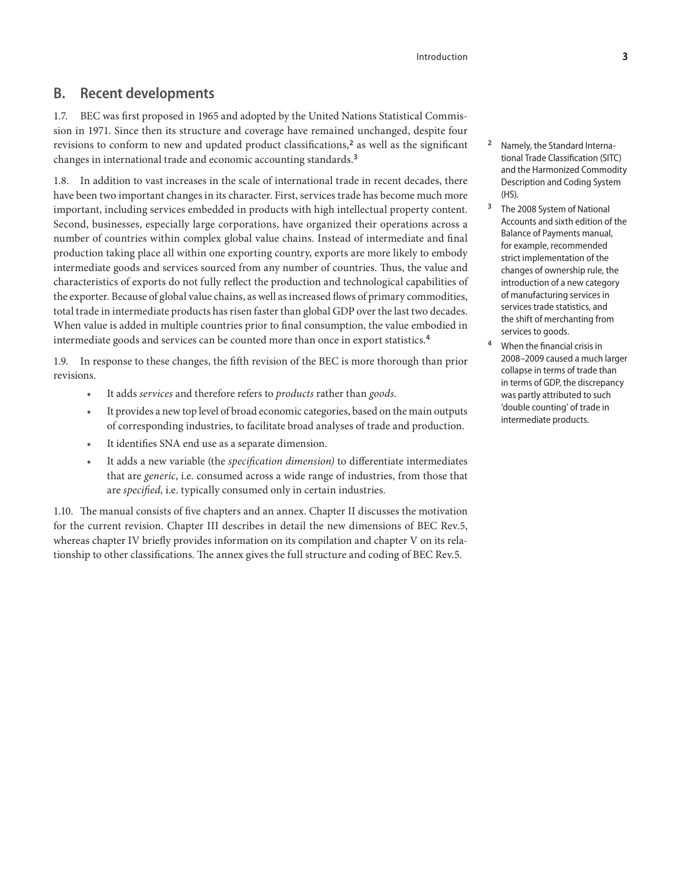## B. Recent developments

1.7. BEC was first proposed in 1965 and adopted by the United Nations Statistical Commission in 1971. Since then its structure and coverage have remained unchanged, despite four revisions to conform to new and updated product classifications,[2] as well as the significant changes in international trade and economic accounting standards.[3]

1.8. In addition to vast increases in the scale of international trade in recent decades, there have been two important changes in its character. First, services trade has become much more important, including services embedded in products with high intellectual property content. Second, businesses, especially large corporations, have organized their operations across a number of countries within complex global value chains. Instead of intermediate and final production taking place all within one exporting country, exports are more likely to embody intermediate goods and services sourced from any number of countries. Thus, the value and characteristics of exports do not fully reflect the production and technological capabilities of the exporter. Because of global value chains, as well as increased flows of primary commodities, total trade in intermediate products has risen faster than global GDP over the last two decades. When value is added in multiple countries prior to final consumption, the value embodied in intermediate goods and services can be counted more than once in export statistics.[4]

1.9. In response to these changes, the fifth revision of the BEC is more thorough than prior revisions.

- It adds *services* and therefore refers to *products* rather than *goods*.
- It provides a new top level of broad economic categories, based on the main outputs of corresponding industries, to facilitate broad analyses of trade and production.
- It identifies SNA end use as a separate dimension.
- It adds a new variable (the *specification dimension)* to differentiate intermediates that are *generic*, i.e. consumed across a wide range of industries, from those that are *specified,* i.e. typically consumed only in certain industries.

1.10. The manual consists of five chapters and an annex. Chapter II discusses the motivation for the current revision. Chapter III describes in detail the new dimensions of BEC Rev.5, whereas chapter IV briefly provides information on its compilation and chapter V on its relationship to other classifications. The annex gives the full structure and coding of BEC Rev.5.

[2] Namely, the Standard International Trade Classification (SITC) and the Harmonized Commodity Description and Coding System (HS).

[3] The 2008 System of National Accounts and sixth edition of the Balance of Payments manual, for example, recommended strict implementation of the changes of ownership rule, the introduction of a new category of manufacturing services in services trade statistics, and the shift of merchanting from services to goods.

[4] When the financial crisis in 2008–2009 caused a much larger collapse in terms of trade than in terms of GDP, the discrepancy was partly attributed to such 'double counting' of trade in intermediate products.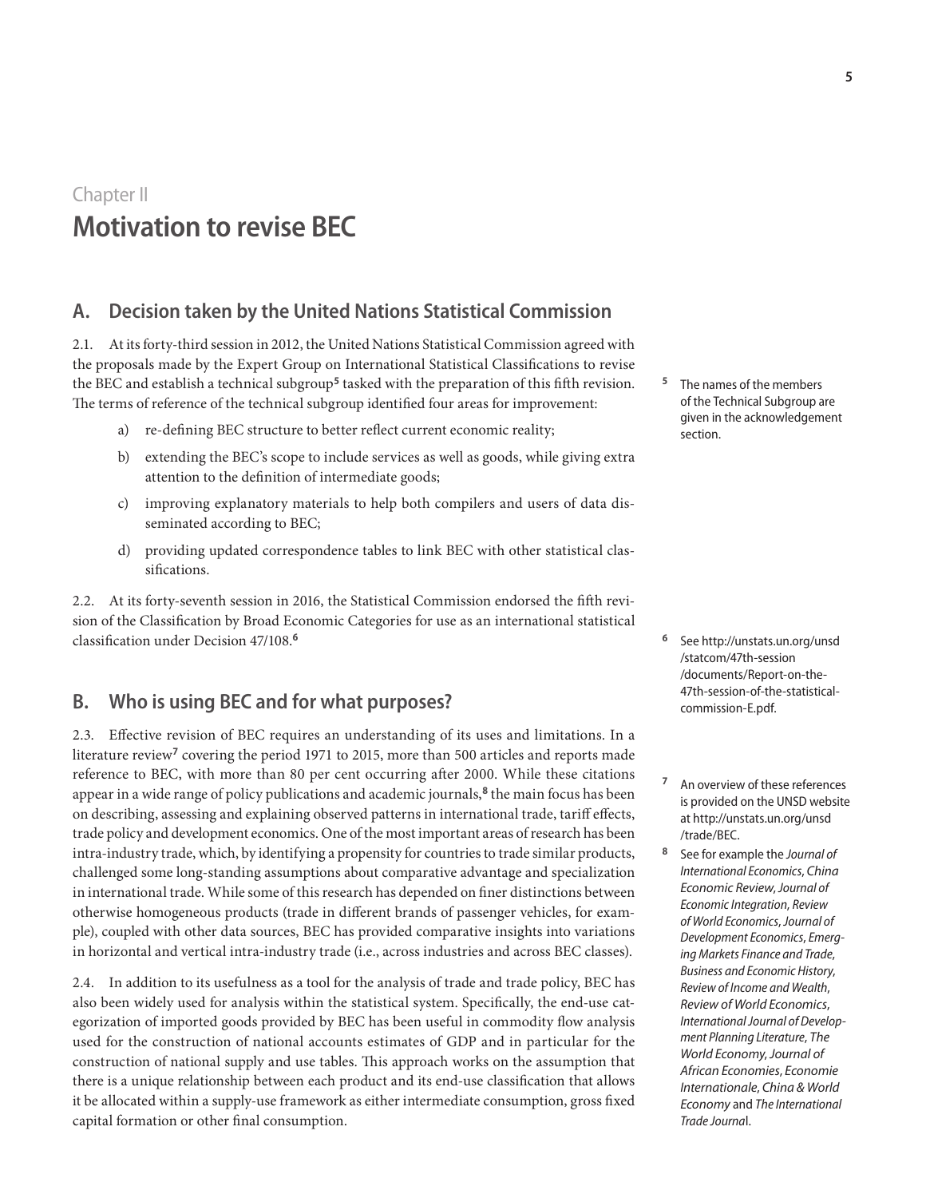Chapter II

# Motivation to revise BEC

## A. Decision taken by the United Nations Statistical Commission

2.1. At its forty-third session in 2012, the United Nations Statistical Commission agreed with the proposals made by the Expert Group on International Statistical Classifications to revise the BEC and establish a technical subgroup[5] tasked with the preparation of this fifth revision. The terms of reference of the technical subgroup identified four areas for improvement:

a) re-defining BEC structure to better reflect current economic reality;

b) extending the BEC's scope to include services as well as goods, while giving extra attention to the definition of intermediate goods;

c) improving explanatory materials to help both compilers and users of data disseminated according to BEC;

d) providing updated correspondence tables to link BEC with other statistical classifications.

2.2. At its forty-seventh session in 2016, the Statistical Commission endorsed the fifth revision of the Classification by Broad Economic Categories for use as an international statistical classification under Decision 47/108.[6]

## B. Who is using BEC and for what purposes?

2.3. Effective revision of BEC requires an understanding of its uses and limitations. In a literature review[7] covering the period 1971 to 2015, more than 500 articles and reports made reference to BEC, with more than 80 per cent occurring after 2000. While these citations appear in a wide range of policy publications and academic journals,[8] the main focus has been on describing, assessing and explaining observed patterns in international trade, tariff effects, trade policy and development economics. One of the most important areas of research has been intra-industry trade, which, by identifying a propensity for countries to trade similar products, challenged some long-standing assumptions about comparative advantage and specialization in international trade. While some of this research has depended on finer distinctions between otherwise homogeneous products (trade in different brands of passenger vehicles, for example), coupled with other data sources, BEC has provided comparative insights into variations in horizontal and vertical intra-industry trade (i.e., across industries and across BEC classes).

2.4. In addition to its usefulness as a tool for the analysis of trade and trade policy, BEC has also been widely used for analysis within the statistical system. Specifically, the end-use categorization of imported goods provided by BEC has been useful in commodity flow analysis used for the construction of national accounts estimates of GDP and in particular for the construction of national supply and use tables. This approach works on the assumption that there is a unique relationship between each product and its end-use classification that allows it be allocated within a supply-use framework as either intermediate consumption, gross fixed capital formation or other final consumption.

---

[5] The names of the members of the Technical Subgroup are given in the acknowledgement section.

[6] See http://unstats.un.org/unsd/statcom/47th-session/documents/Report-on-the-47th-session-of-the-statistical-commission-E.pdf.

[7] An overview of these references is provided on the UNSD website at http://unstats.un.org/unsd/trade/BEC.

[8] See for example the *Journal of International Economics*, *China Economic Review*, *Journal of Economic Integration*, *Review of World Economics*, *Journal of Development Economics*, *Emerging Markets Finance and Trade*, *Business and Economic History*, *Review of Income and Wealth*, *Review of World Economics*, *International Journal of Development Planning Literature*, *The World Economy*, *Journal of African Economies*, *Economie Internationale*, *China & World Economy* and *The International Trade Journal*.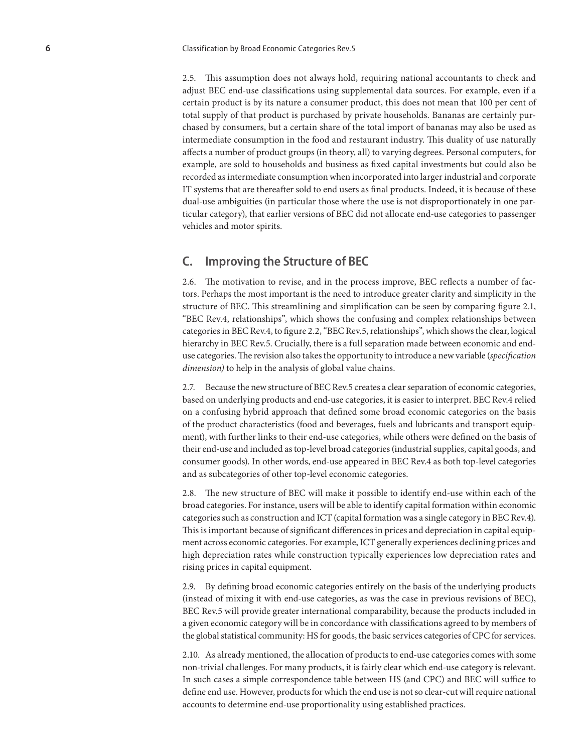2.5. This assumption does not always hold, requiring national accountants to check and adjust BEC end-use classifications using supplemental data sources. For example, even if a certain product is by its nature a consumer product, this does not mean that 100 per cent of total supply of that product is purchased by private households. Bananas are certainly purchased by consumers, but a certain share of the total import of bananas may also be used as intermediate consumption in the food and restaurant industry. This duality of use naturally affects a number of product groups (in theory, all) to varying degrees. Personal computers, for example, are sold to households and business as fixed capital investments but could also be recorded as intermediate consumption when incorporated into larger industrial and corporate IT systems that are thereafter sold to end users as final products. Indeed, it is because of these dual-use ambiguities (in particular those where the use is not disproportionately in one particular category), that earlier versions of BEC did not allocate end-use categories to passenger vehicles and motor spirits.

## C. Improving the Structure of BEC

2.6. The motivation to revise, and in the process improve, BEC reflects a number of factors. Perhaps the most important is the need to introduce greater clarity and simplicity in the structure of BEC. This streamlining and simplification can be seen by comparing figure 2.1, "BEC Rev.4, relationships", which shows the confusing and complex relationships between categories in BEC Rev.4, to figure 2.2, "BEC Rev.5, relationships", which shows the clear, logical hierarchy in BEC Rev.5. Crucially, there is a full separation made between economic and end-use categories. The revision also takes the opportunity to introduce a new variable (*specification dimension)* to help in the analysis of global value chains.

2.7. Because the new structure of BEC Rev.5 creates a clear separation of economic categories, based on underlying products and end-use categories, it is easier to interpret. BEC Rev.4 relied on a confusing hybrid approach that defined some broad economic categories on the basis of the product characteristics (food and beverages, fuels and lubricants and transport equipment), with further links to their end-use categories, while others were defined on the basis of their end-use and included as top-level broad categories (industrial supplies, capital goods, and consumer goods). In other words, end-use appeared in BEC Rev.4 as both top-level categories and as subcategories of other top-level economic categories.

2.8. The new structure of BEC will make it possible to identify end-use within each of the broad categories. For instance, users will be able to identify capital formation within economic categories such as construction and ICT (capital formation was a single category in BEC Rev.4). This is important because of significant differences in prices and depreciation in capital equipment across economic categories. For example, ICT generally experiences declining prices and high depreciation rates while construction typically experiences low depreciation rates and rising prices in capital equipment.

2.9. By defining broad economic categories entirely on the basis of the underlying products (instead of mixing it with end-use categories, as was the case in previous revisions of BEC), BEC Rev.5 will provide greater international comparability, because the products included in a given economic category will be in concordance with classifications agreed to by members of the global statistical community: HS for goods, the basic services categories of CPC for services.

2.10. As already mentioned, the allocation of products to end-use categories comes with some non-trivial challenges. For many products, it is fairly clear which end-use category is relevant. In such cases a simple correspondence table between HS (and CPC) and BEC will suffice to define end use. However, products for which the end use is not so clear-cut will require national accounts to determine end-use proportionality using established practices.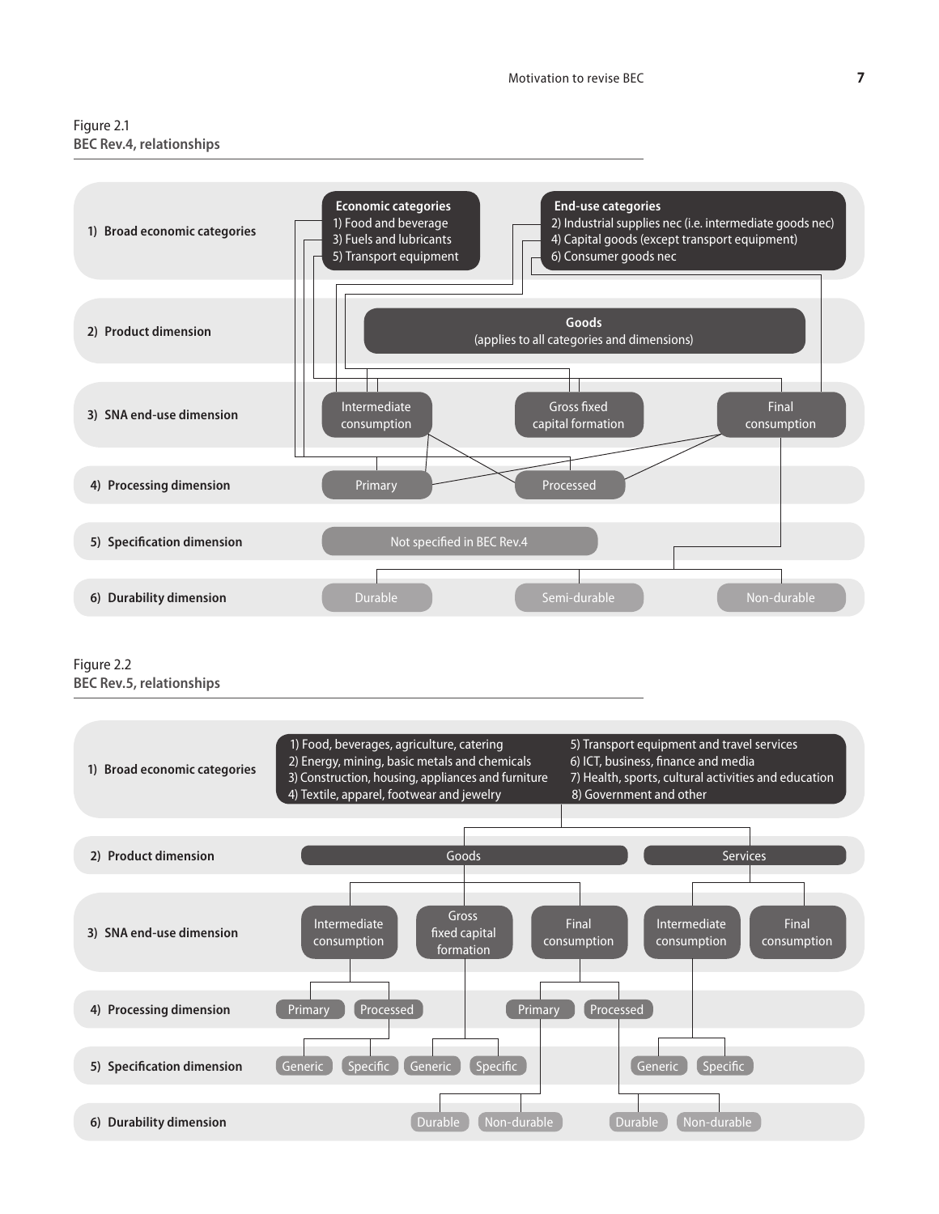Figure 2.1
**BEC Rev.4, relationships**

1) Broad economic categories

**Economic categories**
1) Food and beverage
3) Fuels and lubricants
5) Transport equipment

**End-use categories**
2) Industrial supplies nec (i.e. intermediate goods nec)
4) Capital goods (except transport equipment)
6) Consumer goods nec

2) Product dimension

**Goods**
(applies to all categories and dimensions)

3) SNA end-use dimension

Intermediate consumption
Gross fixed capital formation
Final consumption

4) Processing dimension

Primary
Processed

5) Specification dimension

Not specified in BEC Rev.4

6) Durability dimension

Durable
Semi-durable
Non-durable

Figure 2.2
**BEC Rev.5, relationships**

1) Broad economic categories

1) Food, beverages, agriculture, catering
2) Energy, mining, basic metals and chemicals
3) Construction, housing, appliances and furniture
4) Textile, apparel, footwear and jewelry
5) Transport equipment and travel services
6) ICT, business, finance and media
7) Health, sports, cultural activities and education
8) Government and other

2) Product dimension

Goods
Services

3) SNA end-use dimension

Intermediate consumption
Gross fixed capital formation
Final consumption
Intermediate consumption
Final consumption

4) Processing dimension

Primary
Processed
Primary
Processed

5) Specification dimension

Generic
Specific
Generic
Specific
Generic
Specific

6) Durability dimension

Durable
Non-durable
Durable
Non-durable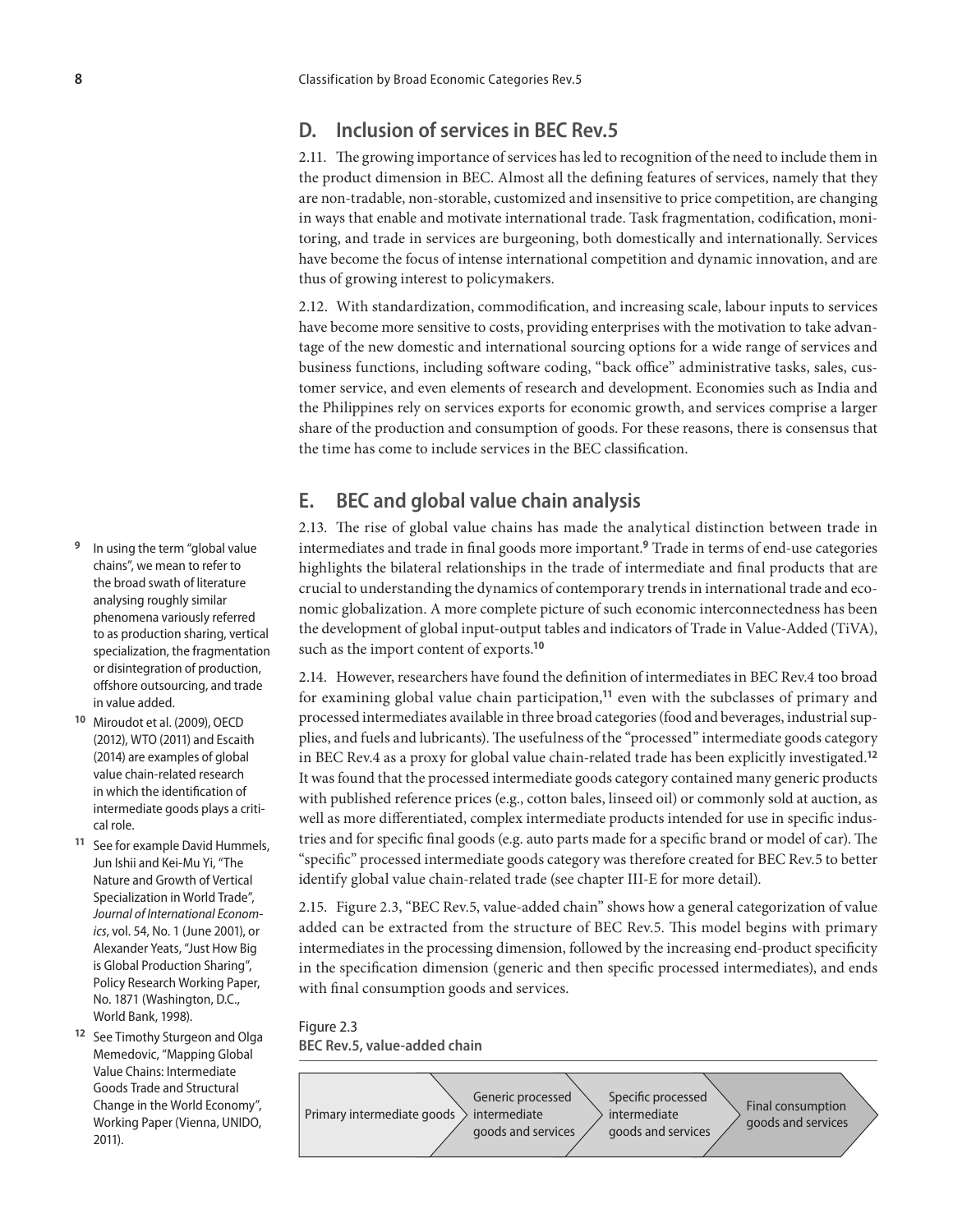## D. Inclusion of services in BEC Rev.5

2.11. The growing importance of services has led to recognition of the need to include them in the product dimension in BEC. Almost all the defining features of services, namely that they are non-tradable, non-storable, customized and insensitive to price competition, are changing in ways that enable and motivate international trade. Task fragmentation, codification, monitoring, and trade in services are burgeoning, both domestically and internationally. Services have become the focus of intense international competition and dynamic innovation, and are thus of growing interest to policymakers.

2.12. With standardization, commodification, and increasing scale, labour inputs to services have become more sensitive to costs, providing enterprises with the motivation to take advantage of the new domestic and international sourcing options for a wide range of services and business functions, including software coding, "back office" administrative tasks, sales, customer service, and even elements of research and development. Economies such as India and the Philippines rely on services exports for economic growth, and services comprise a larger share of the production and consumption of goods. For these reasons, there is consensus that the time has come to include services in the BEC classification.

## E. BEC and global value chain analysis

2.13. The rise of global value chains has made the analytical distinction between trade in intermediates and trade in final goods more important.[9] Trade in terms of end-use categories highlights the bilateral relationships in the trade of intermediate and final products that are crucial to understanding the dynamics of contemporary trends in international trade and economic globalization. A more complete picture of such economic interconnectedness has been the development of global input-output tables and indicators of Trade in Value-Added (TiVA), such as the import content of exports.[10]

2.14. However, researchers have found the definition of intermediates in BEC Rev.4 too broad for examining global value chain participation,[11] even with the subclasses of primary and processed intermediates available in three broad categories (food and beverages, industrial supplies, and fuels and lubricants). The usefulness of the "processed" intermediate goods category in BEC Rev.4 as a proxy for global value chain-related trade has been explicitly investigated.[12] It was found that the processed intermediate goods category contained many generic products with published reference prices (e.g., cotton bales, linseed oil) or commonly sold at auction, as well as more differentiated, complex intermediate products intended for use in specific industries and for specific final goods (e.g. auto parts made for a specific brand or model of car). The "specific" processed intermediate goods category was therefore created for BEC Rev.5 to better identify global value chain-related trade (see chapter III-E for more detail).

2.15. Figure 2.3, "BEC Rev.5, value-added chain" shows how a general categorization of value added can be extracted from the structure of BEC Rev.5. This model begins with primary intermediates in the processing dimension, followed by the increasing end-product specificity in the specification dimension (generic and then specific processed intermediates), and ends with final consumption goods and services.

Figure 2.3
**BEC Rev.5, value-added chain**

Primary intermediate goods
Generic processed intermediate goods and services
Specific processed intermediate goods and services
Final consumption goods and services

[9] In using the term "global value chains", we mean to refer to the broad swath of literature analysing roughly similar phenomena variously referred to as production sharing, vertical specialization, the fragmentation or disintegration of production, offshore outsourcing, and trade in value added.

[10] Miroudot et al. (2009), OECD (2012), WTO (2011) and Escaith (2014) are examples of global value chain-related research in which the identification of intermediate goods plays a critical role.

[11] See for example David Hummels, Jun Ishii and Kei-Mu Yi, "The Nature and Growth of Vertical Specialization in World Trade", *Journal of International Economics*, vol. 54, No. 1 (June 2001), or Alexander Yeats, "Just How Big is Global Production Sharing", Policy Research Working Paper, No. 1871 (Washington, D.C., World Bank, 1998).

[12] See Timothy Sturgeon and Olga Memedovic, "Mapping Global Value Chains: Intermediate Goods Trade and Structural Change in the World Economy", Working Paper (Vienna, UNIDO, 2011).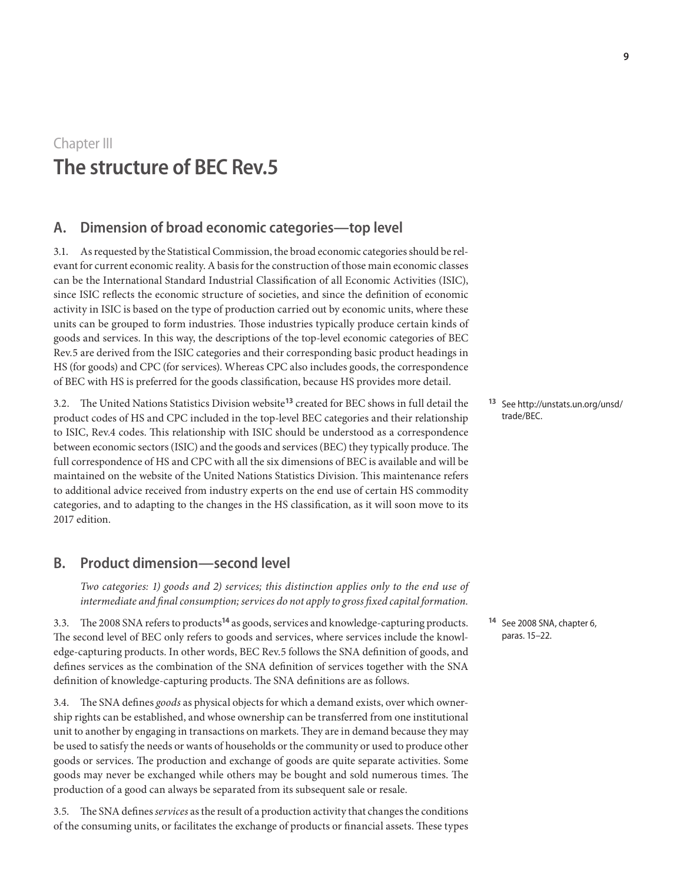Chapter III

# The structure of BEC Rev.5

## A. Dimension of broad economic categories—top level

3.1. As requested by the Statistical Commission, the broad economic categories should be relevant for current economic reality. A basis for the construction of those main economic classes can be the International Standard Industrial Classification of all Economic Activities (ISIC), since ISIC reflects the economic structure of societies, and since the definition of economic activity in ISIC is based on the type of production carried out by economic units, where these units can be grouped to form industries. Those industries typically produce certain kinds of goods and services. In this way, the descriptions of the top-level economic categories of BEC Rev.5 are derived from the ISIC categories and their corresponding basic product headings in HS (for goods) and CPC (for services). Whereas CPC also includes goods, the correspondence of BEC with HS is preferred for the goods classification, because HS provides more detail.

3.2. The United Nations Statistics Division website[13] created for BEC shows in full detail the product codes of HS and CPC included in the top-level BEC categories and their relationship to ISIC, Rev.4 codes. This relationship with ISIC should be understood as a correspondence between economic sectors (ISIC) and the goods and services (BEC) they typically produce. The full correspondence of HS and CPC with all the six dimensions of BEC is available and will be maintained on the website of the United Nations Statistics Division. This maintenance refers to additional advice received from industry experts on the end use of certain HS commodity categories, and to adapting to the changes in the HS classification, as it will soon move to its 2017 edition.

[13] See http://unstats.un.org/unsd/trade/BEC.

## B. Product dimension—second level

*Two categories: 1) goods and 2) services; this distinction applies only to the end use of intermediate and final consumption; services do not apply to gross fixed capital formation.*

3.3. The 2008 SNA refers to products[14] as goods, services and knowledge-capturing products. The second level of BEC only refers to goods and services, where services include the knowledge-capturing products. In other words, BEC Rev.5 follows the SNA definition of goods, and defines services as the combination of the SNA definition of services together with the SNA definition of knowledge-capturing products. The SNA definitions are as follows.

[14] See 2008 SNA, chapter 6, paras. 15–22.

3.4. The SNA defines *goods* as physical objects for which a demand exists, over which ownership rights can be established, and whose ownership can be transferred from one institutional unit to another by engaging in transactions on markets. They are in demand because they may be used to satisfy the needs or wants of households or the community or used to produce other goods or services. The production and exchange of goods are quite separate activities. Some goods may never be exchanged while others may be bought and sold numerous times. The production of a good can always be separated from its subsequent sale or resale.

3.5. The SNA defines *services* as the result of a production activity that changes the conditions of the consuming units, or facilitates the exchange of products or financial assets. These types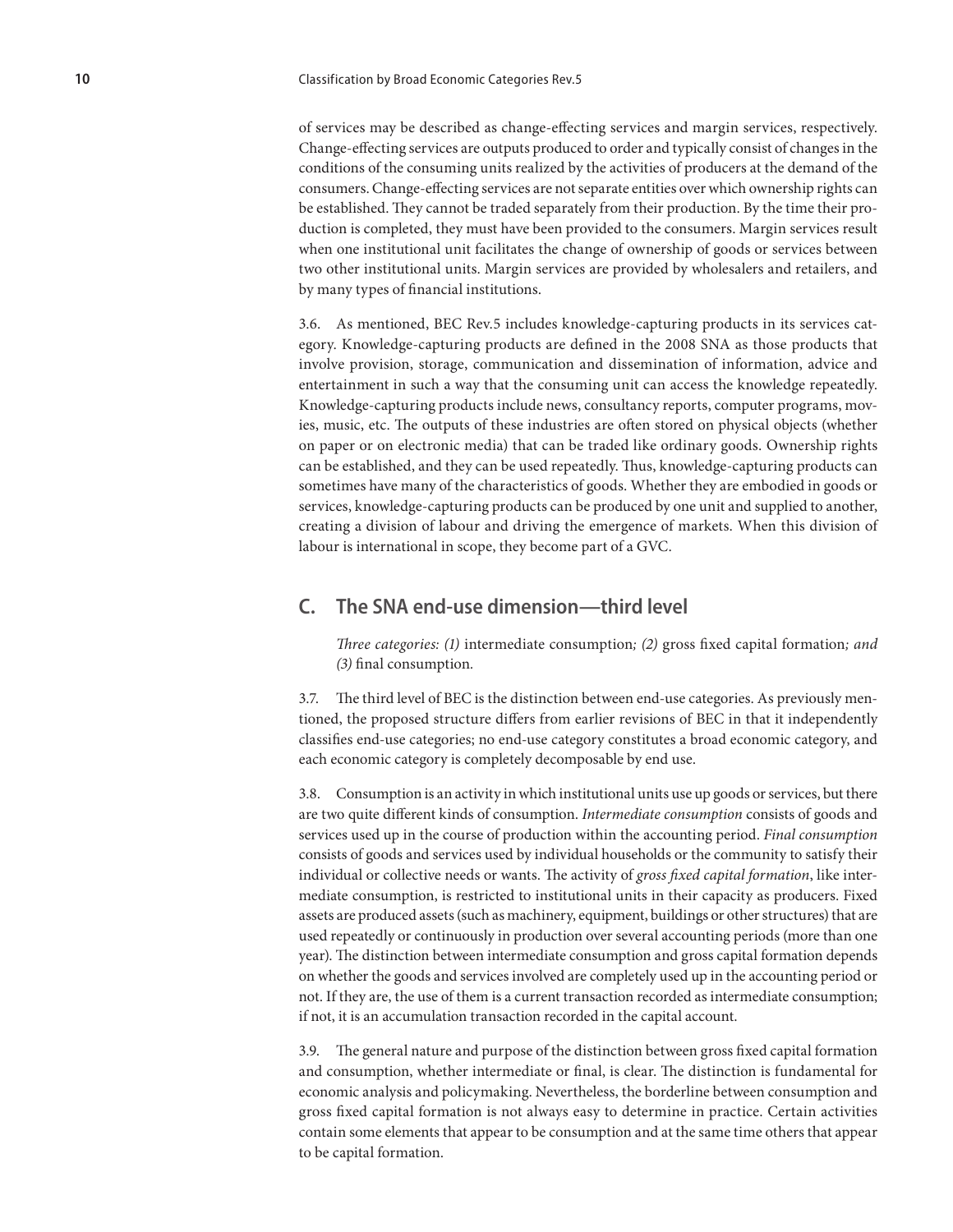of services may be described as change-effecting services and margin services, respectively. Change-effecting services are outputs produced to order and typically consist of changes in the conditions of the consuming units realized by the activities of producers at the demand of the consumers. Change-effecting services are not separate entities over which ownership rights can be established. They cannot be traded separately from their production. By the time their production is completed, they must have been provided to the consumers. Margin services result when one institutional unit facilitates the change of ownership of goods or services between two other institutional units. Margin services are provided by wholesalers and retailers, and by many types of financial institutions.

3.6. As mentioned, BEC Rev.5 includes knowledge-capturing products in its services category. Knowledge-capturing products are defined in the 2008 SNA as those products that involve provision, storage, communication and dissemination of information, advice and entertainment in such a way that the consuming unit can access the knowledge repeatedly. Knowledge-capturing products include news, consultancy reports, computer programs, movies, music, etc. The outputs of these industries are often stored on physical objects (whether on paper or on electronic media) that can be traded like ordinary goods. Ownership rights can be established, and they can be used repeatedly. Thus, knowledge-capturing products can sometimes have many of the characteristics of goods. Whether they are embodied in goods or services, knowledge-capturing products can be produced by one unit and supplied to another, creating a division of labour and driving the emergence of markets. When this division of labour is international in scope, they become part of a GVC.

## C. The SNA end-use dimension—third level

*Three categories: (1)* intermediate consumption*; (2)* gross fixed capital formation*; and (3)* final consumption.

3.7. The third level of BEC is the distinction between end-use categories. As previously mentioned, the proposed structure differs from earlier revisions of BEC in that it independently classifies end-use categories; no end-use category constitutes a broad economic category, and each economic category is completely decomposable by end use.

3.8. Consumption is an activity in which institutional units use up goods or services, but there are two quite different kinds of consumption. *Intermediate consumption* consists of goods and services used up in the course of production within the accounting period. *Final consumption* consists of goods and services used by individual households or the community to satisfy their individual or collective needs or wants. The activity of *gross fixed capital formation*, like intermediate consumption, is restricted to institutional units in their capacity as producers. Fixed assets are produced assets (such as machinery, equipment, buildings or other structures) that are used repeatedly or continuously in production over several accounting periods (more than one year). The distinction between intermediate consumption and gross capital formation depends on whether the goods and services involved are completely used up in the accounting period or not. If they are, the use of them is a current transaction recorded as intermediate consumption; if not, it is an accumulation transaction recorded in the capital account.

3.9. The general nature and purpose of the distinction between gross fixed capital formation and consumption, whether intermediate or final, is clear. The distinction is fundamental for economic analysis and policymaking. Nevertheless, the borderline between consumption and gross fixed capital formation is not always easy to determine in practice. Certain activities contain some elements that appear to be consumption and at the same time others that appear to be capital formation.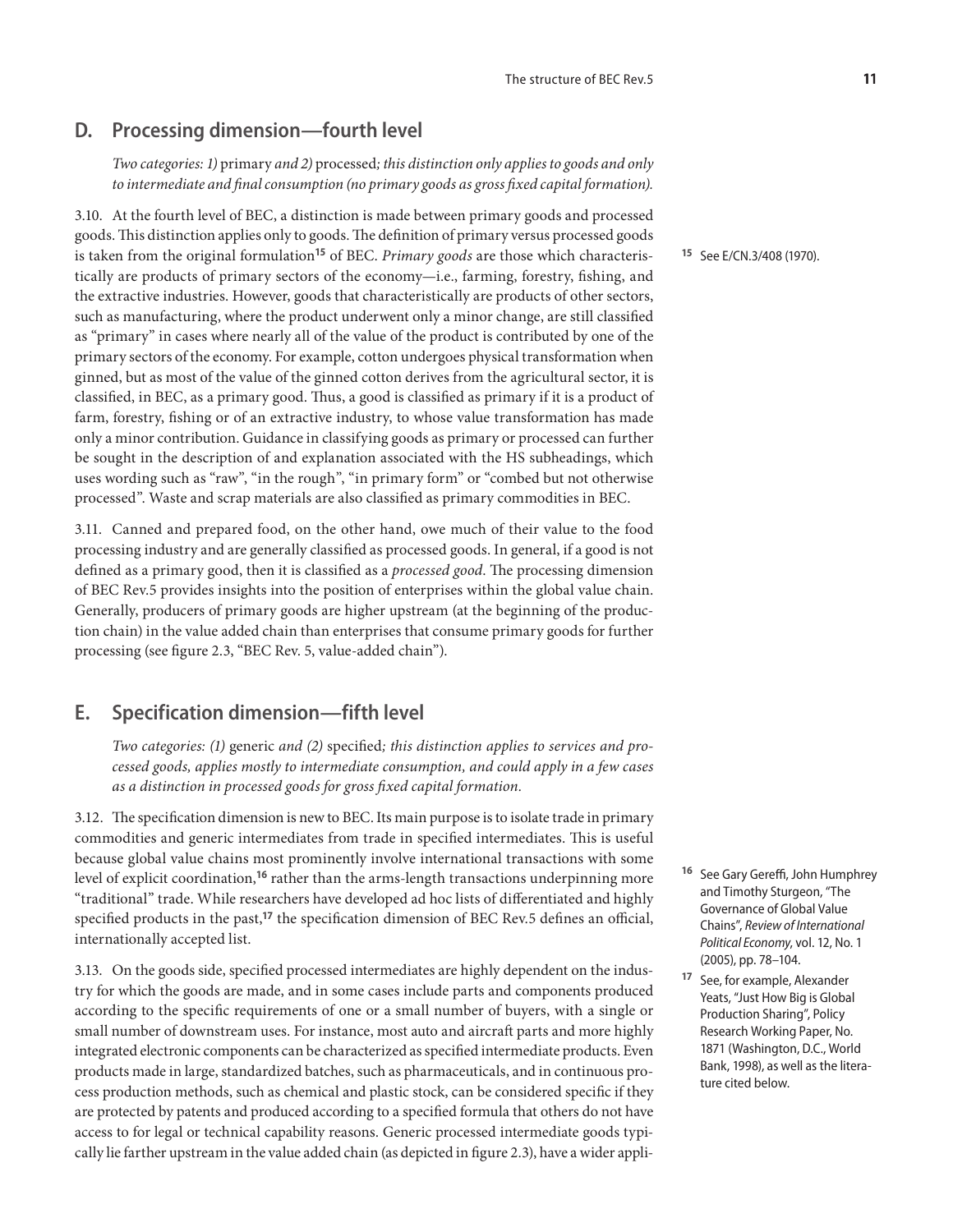## D. Processing dimension—fourth level

*Two categories: 1)* primary *and 2)* processed*; this distinction only applies to goods and only to intermediate and final consumption (no primary goods as gross fixed capital formation).*

3.10. At the fourth level of BEC, a distinction is made between primary goods and processed goods. This distinction applies only to goods. The definition of primary versus processed goods is taken from the original formulation[15] of BEC. *Primary goods* are those which characteristically are products of primary sectors of the economy—i.e., farming, forestry, fishing, and the extractive industries. However, goods that characteristically are products of other sectors, such as manufacturing, where the product underwent only a minor change, are still classified as "primary" in cases where nearly all of the value of the product is contributed by one of the primary sectors of the economy. For example, cotton undergoes physical transformation when ginned, but as most of the value of the ginned cotton derives from the agricultural sector, it is classified, in BEC, as a primary good. Thus, a good is classified as primary if it is a product of farm, forestry, fishing or of an extractive industry, to whose value transformation has made only a minor contribution. Guidance in classifying goods as primary or processed can further be sought in the description of and explanation associated with the HS subheadings, which uses wording such as "raw", "in the rough", "in primary form" or "combed but not otherwise processed". Waste and scrap materials are also classified as primary commodities in BEC.

3.11. Canned and prepared food, on the other hand, owe much of their value to the food processing industry and are generally classified as processed goods. In general, if a good is not defined as a primary good, then it is classified as a *processed good*. The processing dimension of BEC Rev.5 provides insights into the position of enterprises within the global value chain. Generally, producers of primary goods are higher upstream (at the beginning of the production chain) in the value added chain than enterprises that consume primary goods for further processing (see figure 2.3, "BEC Rev. 5, value-added chain").

## E. Specification dimension—fifth level

*Two categories: (1)* generic *and (2)* specified*; this distinction applies to services and processed goods, applies mostly to intermediate consumption, and could apply in a few cases as a distinction in processed goods for gross fixed capital formation.*

3.12. The specification dimension is new to BEC. Its main purpose is to isolate trade in primary commodities and generic intermediates from trade in specified intermediates. This is useful because global value chains most prominently involve international transactions with some level of explicit coordination,[16] rather than the arms-length transactions underpinning more "traditional" trade. While researchers have developed ad hoc lists of differentiated and highly specified products in the past,[17] the specification dimension of BEC Rev.5 defines an official, internationally accepted list.

3.13. On the goods side, specified processed intermediates are highly dependent on the industry for which the goods are made, and in some cases include parts and components produced according to the specific requirements of one or a small number of buyers, with a single or small number of downstream uses. For instance, most auto and aircraft parts and more highly integrated electronic components can be characterized as specified intermediate products. Even products made in large, standardized batches, such as pharmaceuticals, and in continuous process production methods, such as chemical and plastic stock, can be considered specific if they are protected by patents and produced according to a specified formula that others do not have access to for legal or technical capability reasons. Generic processed intermediate goods typically lie farther upstream in the value added chain (as depicted in figure 2.3), have a wider appli-

[15] See E/CN.3/408 (1970).

[16] See Gary Gereffi, John Humphrey and Timothy Sturgeon, "The Governance of Global Value Chains", *Review of International Political Economy*, vol. 12, No. 1 (2005), pp. 78–104.

[17] See, for example, Alexander Yeats, "Just How Big is Global Production Sharing", Policy Research Working Paper, No. 1871 (Washington, D.C., World Bank, 1998), as well as the literature cited below.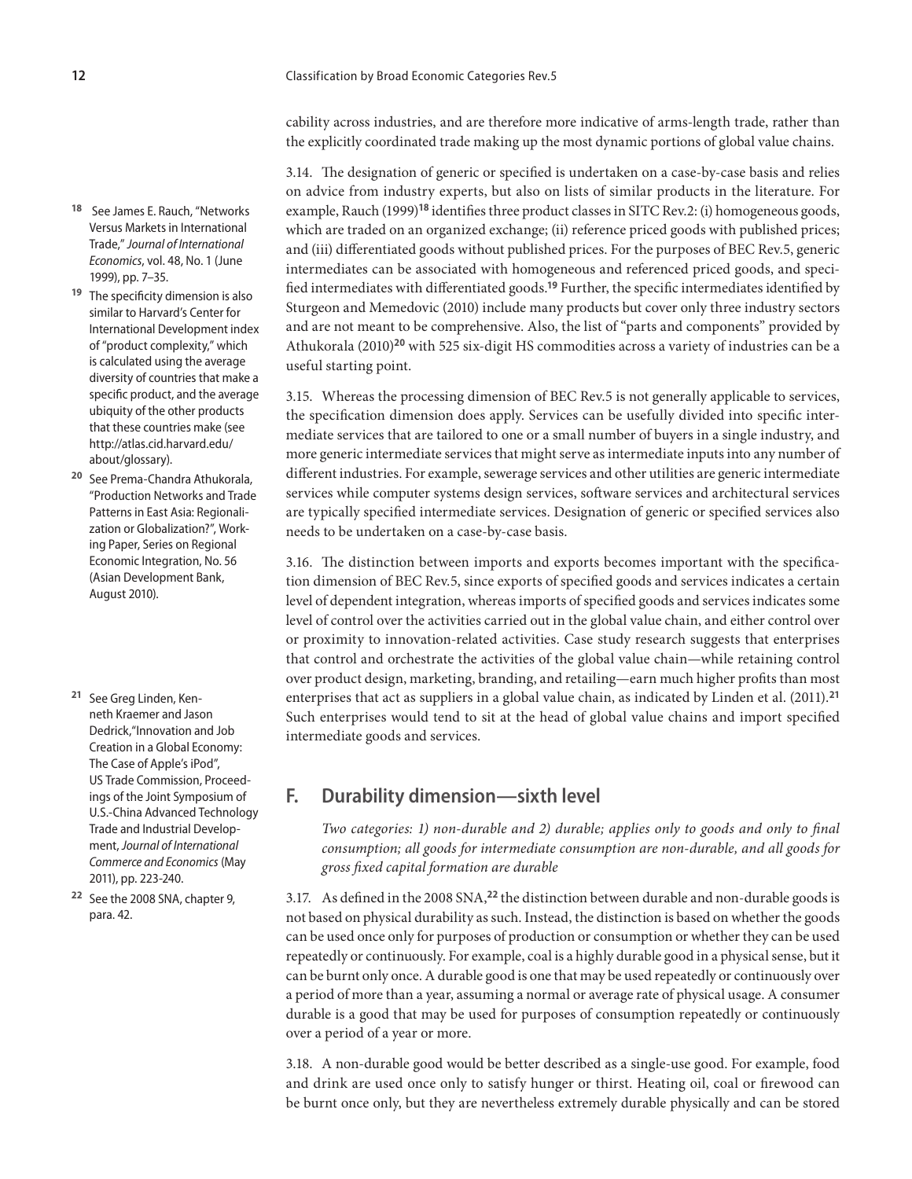cability across industries, and are therefore more indicative of arms-length trade, rather than the explicitly coordinated trade making up the most dynamic portions of global value chains.

3.14. The designation of generic or specified is undertaken on a case-by-case basis and relies on advice from industry experts, but also on lists of similar products in the literature. For example, Rauch (1999)[18] identifies three product classes in SITC Rev.2: (i) homogeneous goods, which are traded on an organized exchange; (ii) reference priced goods with published prices; and (iii) differentiated goods without published prices. For the purposes of BEC Rev.5, generic intermediates can be associated with homogeneous and referenced priced goods, and specified intermediates with differentiated goods.[19] Further, the specific intermediates identified by Sturgeon and Memedovic (2010) include many products but cover only three industry sectors and are not meant to be comprehensive. Also, the list of "parts and components" provided by Athukorala (2010)[20] with 525 six-digit HS commodities across a variety of industries can be a useful starting point.

3.15. Whereas the processing dimension of BEC Rev.5 is not generally applicable to services, the specification dimension does apply. Services can be usefully divided into specific intermediate services that are tailored to one or a small number of buyers in a single industry, and more generic intermediate services that might serve as intermediate inputs into any number of different industries. For example, sewerage services and other utilities are generic intermediate services while computer systems design services, software services and architectural services are typically specified intermediate services. Designation of generic or specified services also needs to be undertaken on a case-by-case basis.

3.16. The distinction between imports and exports becomes important with the specification dimension of BEC Rev.5, since exports of specified goods and services indicates a certain level of dependent integration, whereas imports of specified goods and services indicates some level of control over the activities carried out in the global value chain, and either control over or proximity to innovation-related activities. Case study research suggests that enterprises that control and orchestrate the activities of the global value chain—while retaining control over product design, marketing, branding, and retailing—earn much higher profits than most enterprises that act as suppliers in a global value chain, as indicated by Linden et al. (2011).[21] Such enterprises would tend to sit at the head of global value chains and import specified intermediate goods and services.

## F. Durability dimension—sixth level

*Two categories: 1) non-durable and 2) durable; applies only to goods and only to final consumption; all goods for intermediate consumption are non-durable, and all goods for gross fixed capital formation are durable*

3.17. As defined in the 2008 SNA,[22] the distinction between durable and non-durable goods is not based on physical durability as such. Instead, the distinction is based on whether the goods can be used once only for purposes of production or consumption or whether they can be used repeatedly or continuously. For example, coal is a highly durable good in a physical sense, but it can be burnt only once. A durable good is one that may be used repeatedly or continuously over a period of more than a year, assuming a normal or average rate of physical usage. A consumer durable is a good that may be used for purposes of consumption repeatedly or continuously over a period of a year or more.

3.18. A non-durable good would be better described as a single-use good. For example, food and drink are used once only to satisfy hunger or thirst. Heating oil, coal or firewood can be burnt once only, but they are nevertheless extremely durable physically and can be stored

[18] See James E. Rauch, "Networks Versus Markets in International Trade," *Journal of International Economics*, vol. 48, No. 1 (June 1999), pp. 7–35.

[19] The specificity dimension is also similar to Harvard's Center for International Development index of "product complexity," which is calculated using the average diversity of countries that make a specific product, and the average ubiquity of the other products that these countries make (see http://atlas.cid.harvard.edu/about/glossary).

[20] See Prema-Chandra Athukorala, "Production Networks and Trade Patterns in East Asia: Regionalization or Globalization?", Working Paper, Series on Regional Economic Integration, No. 56 (Asian Development Bank, August 2010).

[21] See Greg Linden, Kenneth Kraemer and Jason Dedrick,"Innovation and Job Creation in a Global Economy: The Case of Apple's iPod", US Trade Commission, Proceedings of the Joint Symposium of U.S.-China Advanced Technology Trade and Industrial Development, *Journal of International Commerce and Economics* (May 2011), pp. 223-240.

[22] See the 2008 SNA, chapter 9, para. 42.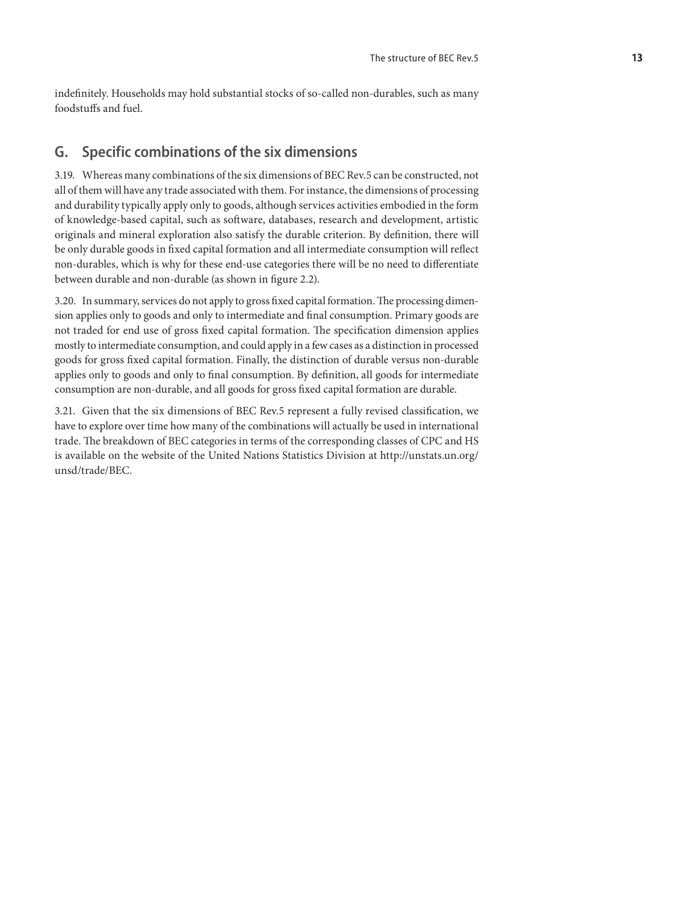indefinitely. Households may hold substantial stocks of so-called non-durables, such as many foodstuffs and fuel.

## G. Specific combinations of the six dimensions

3.19. Whereas many combinations of the six dimensions of BEC Rev.5 can be constructed, not all of them will have any trade associated with them. For instance, the dimensions of processing and durability typically apply only to goods, although services activities embodied in the form of knowledge-based capital, such as software, databases, research and development, artistic originals and mineral exploration also satisfy the durable criterion. By definition, there will be only durable goods in fixed capital formation and all intermediate consumption will reflect non-durables, which is why for these end-use categories there will be no need to differentiate between durable and non-durable (as shown in figure 2.2).

3.20. In summary, services do not apply to gross fixed capital formation. The processing dimension applies only to goods and only to intermediate and final consumption. Primary goods are not traded for end use of gross fixed capital formation. The specification dimension applies mostly to intermediate consumption, and could apply in a few cases as a distinction in processed goods for gross fixed capital formation. Finally, the distinction of durable versus non-durable applies only to goods and only to final consumption. By definition, all goods for intermediate consumption are non-durable, and all goods for gross fixed capital formation are durable.

3.21. Given that the six dimensions of BEC Rev.5 represent a fully revised classification, we have to explore over time how many of the combinations will actually be used in international trade. The breakdown of BEC categories in terms of the corresponding classes of CPC and HS is available on the website of the United Nations Statistics Division at http://unstats.un.org/unsd/trade/BEC.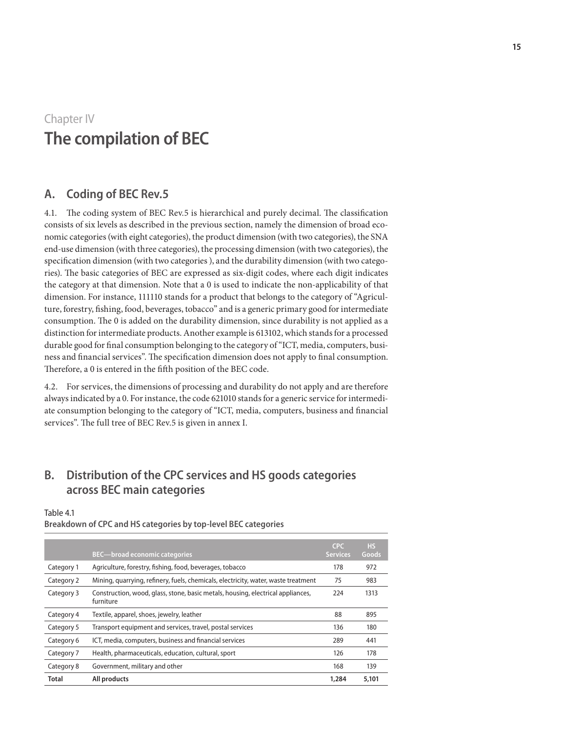Chapter IV

# The compilation of BEC

## A. Coding of BEC Rev.5

4.1. The coding system of BEC Rev.5 is hierarchical and purely decimal. The classification consists of six levels as described in the previous section, namely the dimension of broad economic categories (with eight categories), the product dimension (with two categories), the SNA end-use dimension (with three categories), the processing dimension (with two categories), the specification dimension (with two categories ), and the durability dimension (with two categories). The basic categories of BEC are expressed as six-digit codes, where each digit indicates the category at that dimension. Note that a 0 is used to indicate the non-applicability of that dimension. For instance, 111110 stands for a product that belongs to the category of "Agriculture, forestry, fishing, food, beverages, tobacco" and is a generic primary good for intermediate consumption. The 0 is added on the durability dimension, since durability is not applied as a distinction for intermediate products. Another example is 613102, which stands for a processed durable good for final consumption belonging to the category of "ICT, media, computers, business and financial services". The specification dimension does not apply to final consumption. Therefore, a 0 is entered in the fifth position of the BEC code.

4.2. For services, the dimensions of processing and durability do not apply and are therefore always indicated by a 0. For instance, the code 621010 stands for a generic service for intermediate consumption belonging to the category of "ICT, media, computers, business and financial services". The full tree of BEC Rev.5 is given in annex I.

## B. Distribution of the CPC services and HS goods categories across BEC main categories

Table 4.1

**Breakdown of CPC and HS categories by top-level BEC categories**

| | BEC—broad economic categories | CPC Services | HS Goods |
|---|---|---|---|
| Category 1 | Agriculture, forestry, fishing, food, beverages, tobacco | 178 | 972 |
| Category 2 | Mining, quarrying, refinery, fuels, chemicals, electricity, water, waste treatment | 75 | 983 |
| Category 3 | Construction, wood, glass, stone, basic metals, housing, electrical appliances, furniture | 224 | 1313 |
| Category 4 | Textile, apparel, shoes, jewelry, leather | 88 | 895 |
| Category 5 | Transport equipment and services, travel, postal services | 136 | 180 |
| Category 6 | ICT, media, computers, business and financial services | 289 | 441 |
| Category 7 | Health, pharmaceuticals, education, cultural, sport | 126 | 178 |
| Category 8 | Government, military and other | 168 | 139 |
| **Total** | **All products** | **1,284** | **5,101** |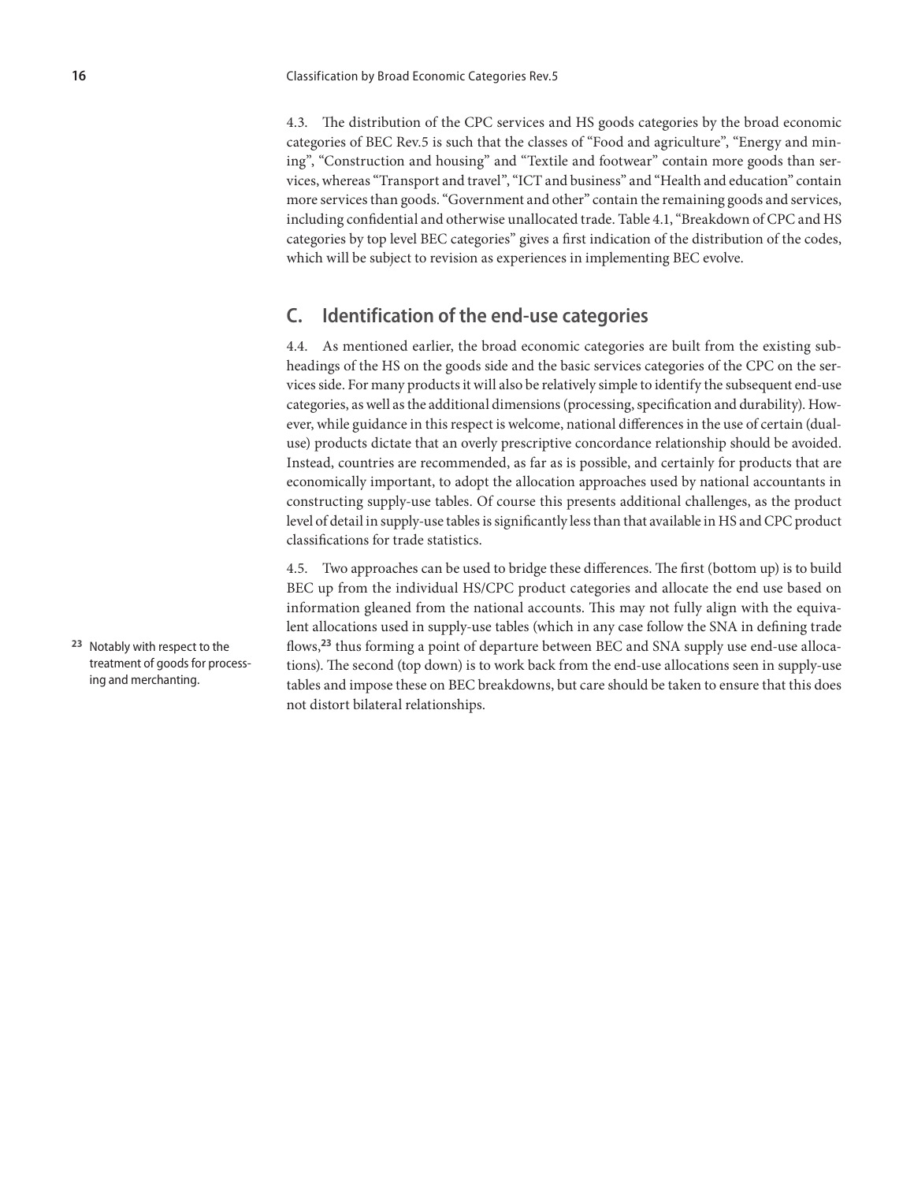4.3. The distribution of the CPC services and HS goods categories by the broad economic categories of BEC Rev.5 is such that the classes of "Food and agriculture", "Energy and mining", "Construction and housing" and "Textile and footwear" contain more goods than services, whereas "Transport and travel", "ICT and business" and "Health and education" contain more services than goods. "Government and other" contain the remaining goods and services, including confidential and otherwise unallocated trade. Table 4.1, "Breakdown of CPC and HS categories by top level BEC categories" gives a first indication of the distribution of the codes, which will be subject to revision as experiences in implementing BEC evolve.

## C. Identification of the end-use categories

4.4. As mentioned earlier, the broad economic categories are built from the existing subheadings of the HS on the goods side and the basic services categories of the CPC on the services side. For many products it will also be relatively simple to identify the subsequent end-use categories, as well as the additional dimensions (processing, specification and durability). However, while guidance in this respect is welcome, national differences in the use of certain (dual-use) products dictate that an overly prescriptive concordance relationship should be avoided. Instead, countries are recommended, as far as is possible, and certainly for products that are economically important, to adopt the allocation approaches used by national accountants in constructing supply-use tables. Of course this presents additional challenges, as the product level of detail in supply-use tables is significantly less than that available in HS and CPC product classifications for trade statistics.

4.5. Two approaches can be used to bridge these differences. The first (bottom up) is to build BEC up from the individual HS/CPC product categories and allocate the end use based on information gleaned from the national accounts. This may not fully align with the equivalent allocations used in supply-use tables (which in any case follow the SNA in defining trade flows,[23] thus forming a point of departure between BEC and SNA supply use end-use allocations). The second (top down) is to work back from the end-use allocations seen in supply-use tables and impose these on BEC breakdowns, but care should be taken to ensure that this does not distort bilateral relationships.

[23] Notably with respect to the treatment of goods for processing and merchanting.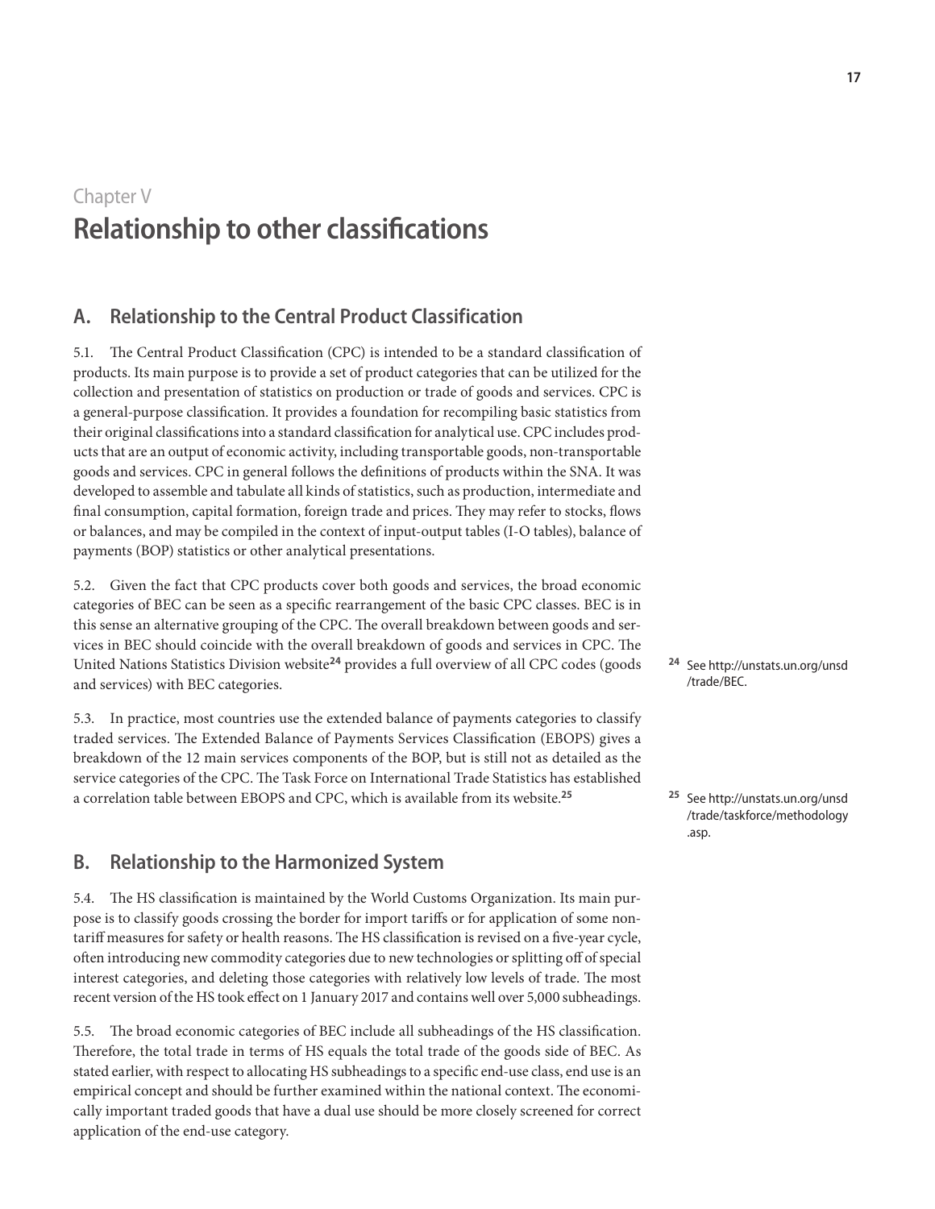Chapter V

# Relationship to other classifications

## A. Relationship to the Central Product Classification

5.1. The Central Product Classification (CPC) is intended to be a standard classification of products. Its main purpose is to provide a set of product categories that can be utilized for the collection and presentation of statistics on production or trade of goods and services. CPC is a general-purpose classification. It provides a foundation for recompiling basic statistics from their original classifications into a standard classification for analytical use. CPC includes products that are an output of economic activity, including transportable goods, non-transportable goods and services. CPC in general follows the definitions of products within the SNA. It was developed to assemble and tabulate all kinds of statistics, such as production, intermediate and final consumption, capital formation, foreign trade and prices. They may refer to stocks, flows or balances, and may be compiled in the context of input-output tables (I-O tables), balance of payments (BOP) statistics or other analytical presentations.

5.2. Given the fact that CPC products cover both goods and services, the broad economic categories of BEC can be seen as a specific rearrangement of the basic CPC classes. BEC is in this sense an alternative grouping of the CPC. The overall breakdown between goods and services in BEC should coincide with the overall breakdown of goods and services in CPC. The United Nations Statistics Division website[24] provides a full overview of all CPC codes (goods and services) with BEC categories.

5.3. In practice, most countries use the extended balance of payments categories to classify traded services. The Extended Balance of Payments Services Classification (EBOPS) gives a breakdown of the 12 main services components of the BOP, but is still not as detailed as the service categories of the CPC. The Task Force on International Trade Statistics has established a correlation table between EBOPS and CPC, which is available from its website.[25]

[24] See http://unstats.un.org/unsd/trade/BEC.

[25] See http://unstats.un.org/unsd/trade/taskforce/methodology.asp.

## B. Relationship to the Harmonized System

5.4. The HS classification is maintained by the World Customs Organization. Its main purpose is to classify goods crossing the border for import tariffs or for application of some non-tariff measures for safety or health reasons. The HS classification is revised on a five-year cycle, often introducing new commodity categories due to new technologies or splitting off of special interest categories, and deleting those categories with relatively low levels of trade. The most recent version of the HS took effect on 1 January 2017 and contains well over 5,000 subheadings.

5.5. The broad economic categories of BEC include all subheadings of the HS classification. Therefore, the total trade in terms of HS equals the total trade of the goods side of BEC. As stated earlier, with respect to allocating HS subheadings to a specific end-use class, end use is an empirical concept and should be further examined within the national context. The economically important traded goods that have a dual use should be more closely screened for correct application of the end-use category.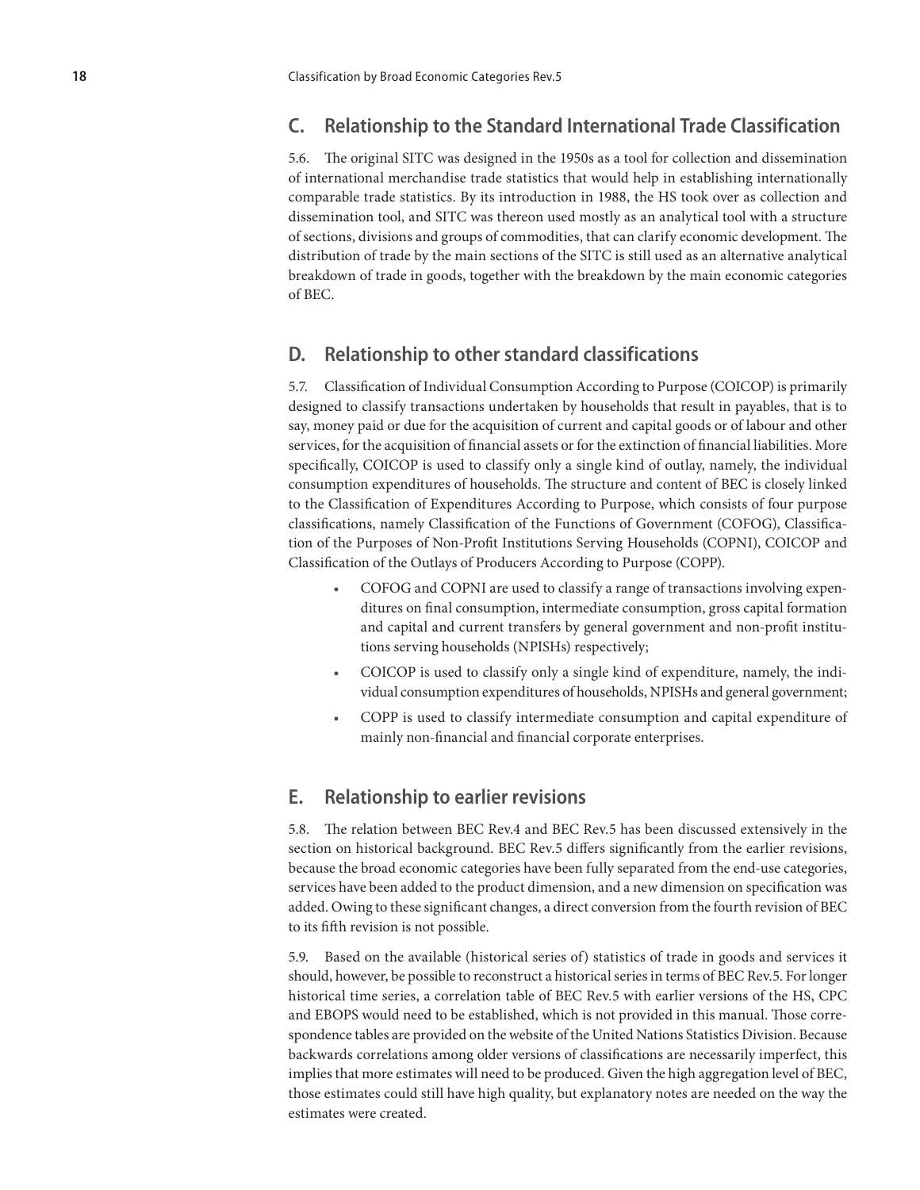## C. Relationship to the Standard International Trade Classification

5.6. The original SITC was designed in the 1950s as a tool for collection and dissemination of international merchandise trade statistics that would help in establishing internationally comparable trade statistics. By its introduction in 1988, the HS took over as collection and dissemination tool, and SITC was thereon used mostly as an analytical tool with a structure of sections, divisions and groups of commodities, that can clarify economic development. The distribution of trade by the main sections of the SITC is still used as an alternative analytical breakdown of trade in goods, together with the breakdown by the main economic categories of BEC.

## D. Relationship to other standard classifications

5.7. Classification of Individual Consumption According to Purpose (COICOP) is primarily designed to classify transactions undertaken by households that result in payables, that is to say, money paid or due for the acquisition of current and capital goods or of labour and other services, for the acquisition of financial assets or for the extinction of financial liabilities. More specifically, COICOP is used to classify only a single kind of outlay, namely, the individual consumption expenditures of households. The structure and content of BEC is closely linked to the Classification of Expenditures According to Purpose, which consists of four purpose classifications, namely Classification of the Functions of Government (COFOG), Classification of the Purposes of Non-Profit Institutions Serving Households (COPNI), COICOP and Classification of the Outlays of Producers According to Purpose (COPP).

- COFOG and COPNI are used to classify a range of transactions involving expenditures on final consumption, intermediate consumption, gross capital formation and capital and current transfers by general government and non-profit institutions serving households (NPISHs) respectively;
- COICOP is used to classify only a single kind of expenditure, namely, the individual consumption expenditures of households, NPISHs and general government;
- COPP is used to classify intermediate consumption and capital expenditure of mainly non-financial and financial corporate enterprises.

## E. Relationship to earlier revisions

5.8. The relation between BEC Rev.4 and BEC Rev.5 has been discussed extensively in the section on historical background. BEC Rev.5 differs significantly from the earlier revisions, because the broad economic categories have been fully separated from the end-use categories, services have been added to the product dimension, and a new dimension on specification was added. Owing to these significant changes, a direct conversion from the fourth revision of BEC to its fifth revision is not possible.

5.9. Based on the available (historical series of) statistics of trade in goods and services it should, however, be possible to reconstruct a historical series in terms of BEC Rev.5. For longer historical time series, a correlation table of BEC Rev.5 with earlier versions of the HS, CPC and EBOPS would need to be established, which is not provided in this manual. Those correspondence tables are provided on the website of the United Nations Statistics Division. Because backwards correlations among older versions of classifications are necessarily imperfect, this implies that more estimates will need to be produced. Given the high aggregation level of BEC, those estimates could still have high quality, but explanatory notes are needed on the way the estimates were created.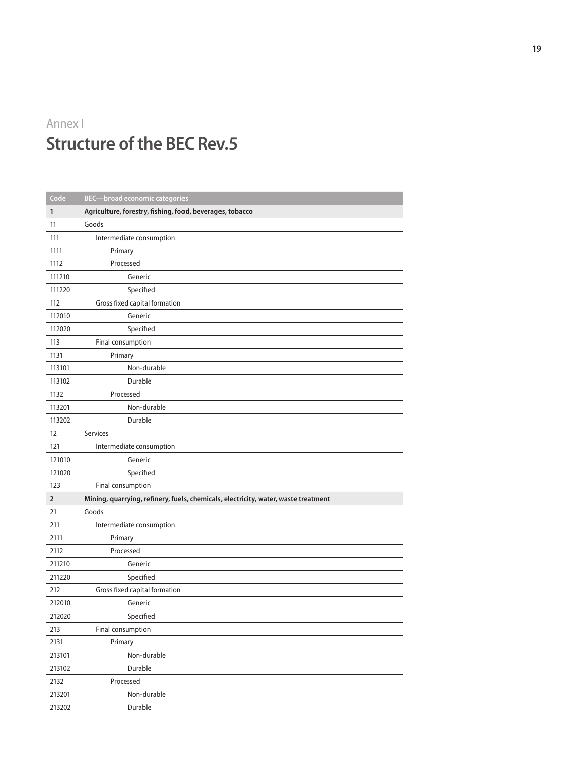Annex I

# Structure of the BEC Rev.5

| Code | BEC—broad economic categories |
| --- | --- |
| **1** | **Agriculture, forestry, fishing, food, beverages, tobacco** |
| 11 | Goods |
| 111 | Intermediate consumption |
| 1111 | Primary |
| 1112 | Processed |
| 111210 | Generic |
| 111220 | Specified |
| 112 | Gross fixed capital formation |
| 112010 | Generic |
| 112020 | Specified |
| 113 | Final consumption |
| 1131 | Primary |
| 113101 | Non-durable |
| 113102 | Durable |
| 1132 | Processed |
| 113201 | Non-durable |
| 113202 | Durable |
| 12 | Services |
| 121 | Intermediate consumption |
| 121010 | Generic |
| 121020 | Specified |
| 123 | Final consumption |
| **2** | **Mining, quarrying, refinery, fuels, chemicals, electricity, water, waste treatment** |
| 21 | Goods |
| 211 | Intermediate consumption |
| 2111 | Primary |
| 2112 | Processed |
| 211210 | Generic |
| 211220 | Specified |
| 212 | Gross fixed capital formation |
| 212010 | Generic |
| 212020 | Specified |
| 213 | Final consumption |
| 2131 | Primary |
| 213101 | Non-durable |
| 213102 | Durable |
| 2132 | Processed |
| 213201 | Non-durable |
| 213202 | Durable |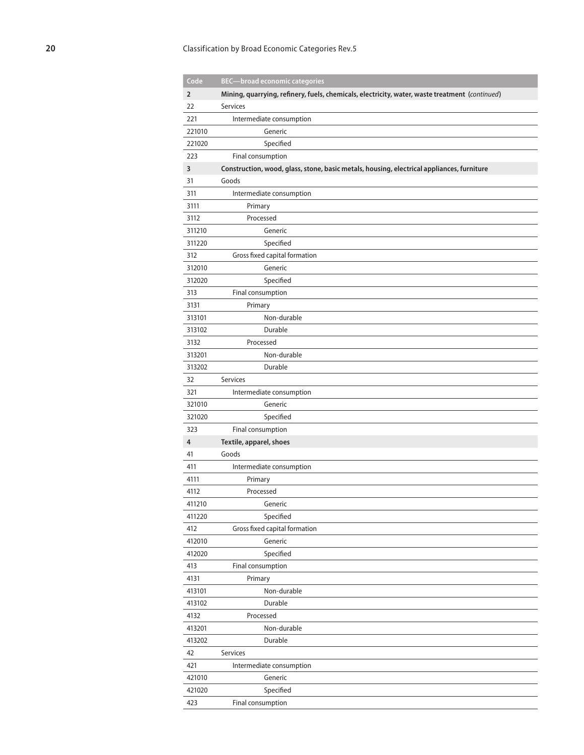| Code | BEC—broad economic categories |
|---|---|
| **2** | **Mining, quarrying, refinery, fuels, chemicals, electricity, water, waste treatment** (*continued*) |
| 22 | Services |
| 221 | Intermediate consumption |
| 221010 | Generic |
| 221020 | Specified |
| 223 | Final consumption |
| **3** | **Construction, wood, glass, stone, basic metals, housing, electrical appliances, furniture** |
| 31 | Goods |
| 311 | Intermediate consumption |
| 3111 | Primary |
| 3112 | Processed |
| 311210 | Generic |
| 311220 | Specified |
| 312 | Gross fixed capital formation |
| 312010 | Generic |
| 312020 | Specified |
| 313 | Final consumption |
| 3131 | Primary |
| 313101 | Non-durable |
| 313102 | Durable |
| 3132 | Processed |
| 313201 | Non-durable |
| 313202 | Durable |
| 32 | Services |
| 321 | Intermediate consumption |
| 321010 | Generic |
| 321020 | Specified |
| 323 | Final consumption |
| **4** | **Textile, apparel, shoes** |
| 41 | Goods |
| 411 | Intermediate consumption |
| 4111 | Primary |
| 4112 | Processed |
| 411210 | Generic |
| 411220 | Specified |
| 412 | Gross fixed capital formation |
| 412010 | Generic |
| 412020 | Specified |
| 413 | Final consumption |
| 4131 | Primary |
| 413101 | Non-durable |
| 413102 | Durable |
| 4132 | Processed |
| 413201 | Non-durable |
| 413202 | Durable |
| 42 | Services |
| 421 | Intermediate consumption |
| 421010 | Generic |
| 421020 | Specified |
| 423 | Final consumption |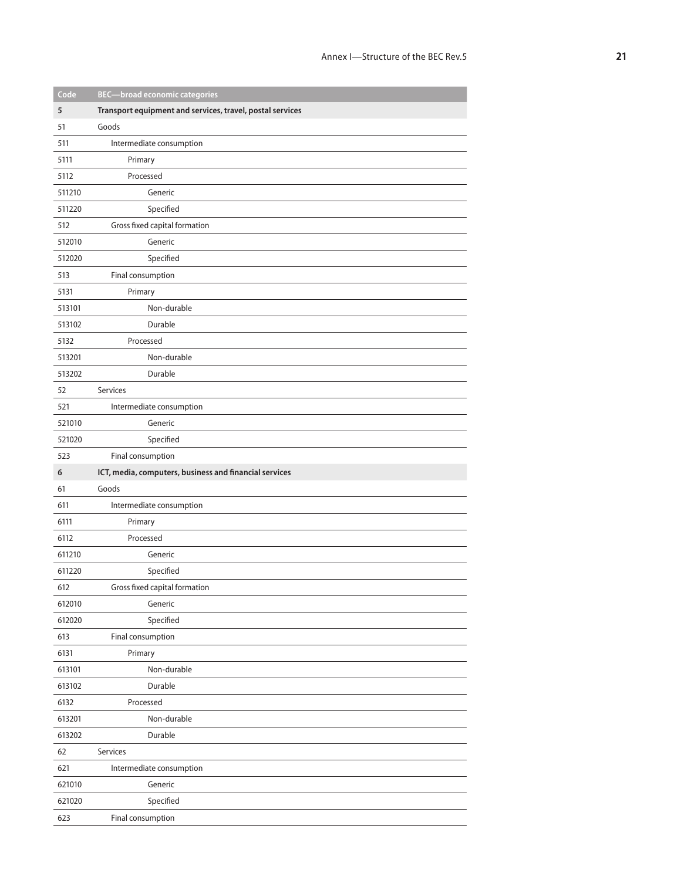| Code | BEC—broad economic categories |
|---|---|
| **5** | **Transport equipment and services, travel, postal services** |
| 51 | Goods |
| 511 | Intermediate consumption |
| 5111 | Primary |
| 5112 | Processed |
| 511210 | Generic |
| 511220 | Specified |
| 512 | Gross fixed capital formation |
| 512010 | Generic |
| 512020 | Specified |
| 513 | Final consumption |
| 5131 | Primary |
| 513101 | Non-durable |
| 513102 | Durable |
| 5132 | Processed |
| 513201 | Non-durable |
| 513202 | Durable |
| 52 | Services |
| 521 | Intermediate consumption |
| 521010 | Generic |
| 521020 | Specified |
| 523 | Final consumption |
| **6** | **ICT, media, computers, business and financial services** |
| 61 | Goods |
| 611 | Intermediate consumption |
| 6111 | Primary |
| 6112 | Processed |
| 611210 | Generic |
| 611220 | Specified |
| 612 | Gross fixed capital formation |
| 612010 | Generic |
| 612020 | Specified |
| 613 | Final consumption |
| 6131 | Primary |
| 613101 | Non-durable |
| 613102 | Durable |
| 6132 | Processed |
| 613201 | Non-durable |
| 613202 | Durable |
| 62 | Services |
| 621 | Intermediate consumption |
| 621010 | Generic |
| 621020 | Specified |
| 623 | Final consumption |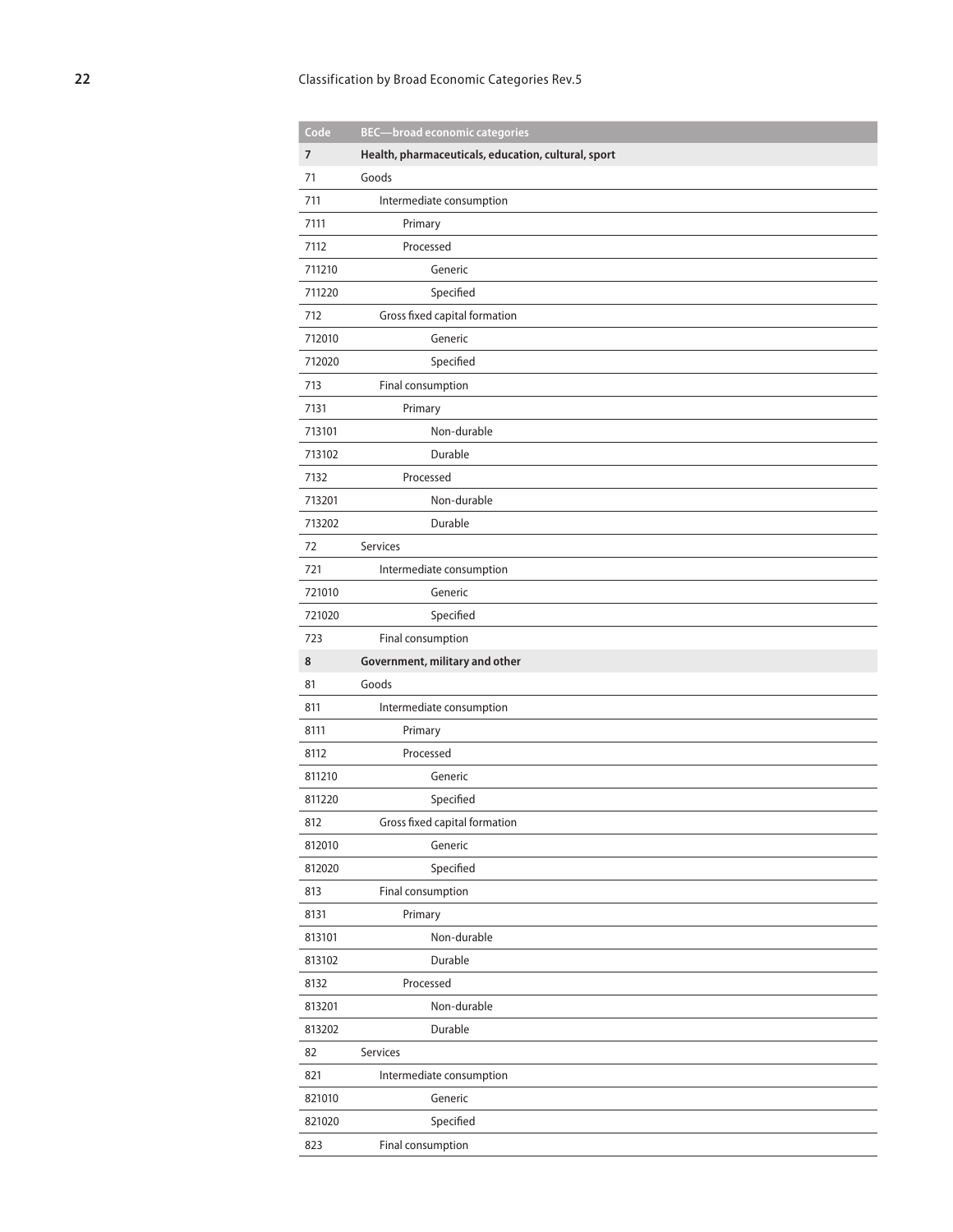| Code | BEC—broad economic categories |
|---|---|
| **7** | **Health, pharmaceuticals, education, cultural, sport** |
| 71 | Goods |
| 711 | Intermediate consumption |
| 7111 | Primary |
| 7112 | Processed |
| 711210 | Generic |
| 711220 | Specified |
| 712 | Gross fixed capital formation |
| 712010 | Generic |
| 712020 | Specified |
| 713 | Final consumption |
| 7131 | Primary |
| 713101 | Non-durable |
| 713102 | Durable |
| 7132 | Processed |
| 713201 | Non-durable |
| 713202 | Durable |
| 72 | Services |
| 721 | Intermediate consumption |
| 721010 | Generic |
| 721020 | Specified |
| 723 | Final consumption |
| **8** | **Government, military and other** |
| 81 | Goods |
| 811 | Intermediate consumption |
| 8111 | Primary |
| 8112 | Processed |
| 811210 | Generic |
| 811220 | Specified |
| 812 | Gross fixed capital formation |
| 812010 | Generic |
| 812020 | Specified |
| 813 | Final consumption |
| 8131 | Primary |
| 813101 | Non-durable |
| 813102 | Durable |
| 8132 | Processed |
| 813201 | Non-durable |
| 813202 | Durable |
| 82 | Services |
| 821 | Intermediate consumption |
| 821010 | Generic |
| 821020 | Specified |
| 823 | Final consumption |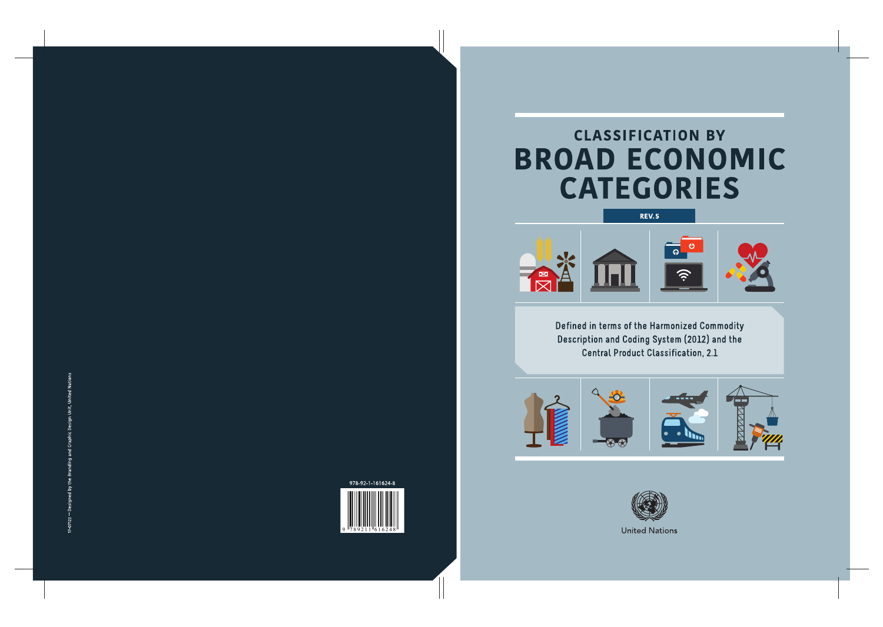# CLASSIFICATION BY BROAD ECONOMIC CATEGORIES

**REV. 5**

Defined in terms of the Harmonized Commodity Description and Coding System (2012) and the Central Product Classification, 2.1

United Nations

978-92-1-161624-8

17-07122 — Designed by the Branding and Graphic Design Unit, United Nations